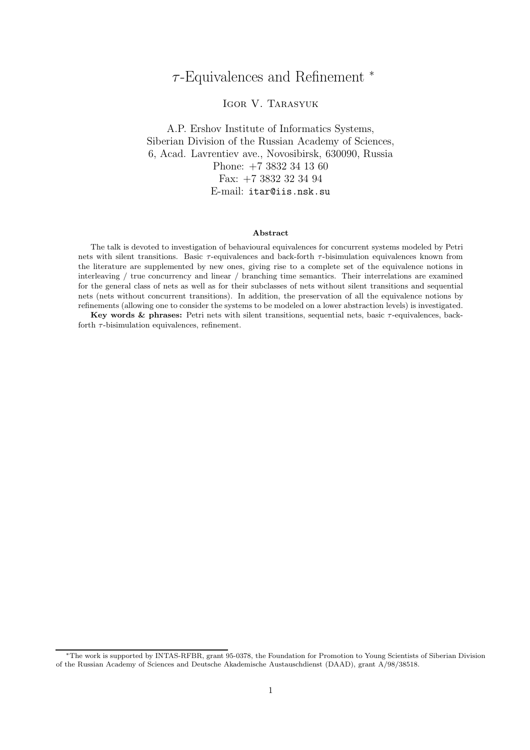# $\tau$-Equivalences and Refinement [*]

Igor V. Tarasyuk

A.P. Ershov Institute of Informatics Systems,
Siberian Division of the Russian Academy of Sciences,
6, Acad. Lavrentiev ave., Novosibirsk, 630090, Russia
Phone: +7 3832 34 13 60
Fax: +7 3832 32 34 94
E-mail: itar@iis.nsk.su

**Abstract**

The talk is devoted to investigation of behavioural equivalences for concurrent systems modeled by Petri nets with silent transitions. Basic $\tau$-equivalences and back-forth $\tau$-bisimulation equivalences known from the literature are supplemented by new ones, giving rise to a complete set of the equivalence notions in interleaving / true concurrency and linear / branching time semantics. Their interrelations are examined for the general class of nets as well as for their subclasses of nets without silent transitions and sequential nets (nets without concurrent transitions). In addition, the preservation of all the equivalence notions by refinements (allowing one to consider the systems to be modeled on a lower abstraction levels) is investigated.

**Key words & phrases:** Petri nets with silent transitions, sequential nets, basic $\tau$-equivalences, back-forth $\tau$-bisimulation equivalences, refinement.

[*] The work is supported by INTAS-RFBR, grant 95-0378, the Foundation for Promotion to Young Scientists of Siberian Division of the Russian Academy of Sciences and Deutsche Akademische Austauschdienst (DAAD), grant A/98/38518.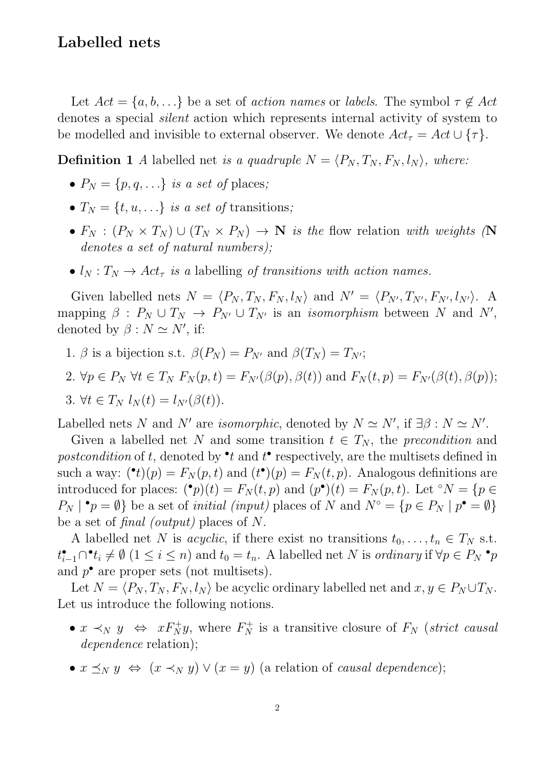# Labelled nets

Let $Act = \{a, b, \ldots\}$ be a set of *action names* or *labels*. The symbol $\tau \notin Act$ denotes a special *silent* action which represents internal activity of system to be modelled and invisible to external observer. We denote $Act_\tau = Act \cup \{\tau\}$.

**Definition 1** *A* labelled net *is a quadruple* $N = \langle P_N, T_N, F_N, l_N \rangle$*, where:*

- $P_N = \{p, q, \ldots\}$ *is a set of* places*;*
- $T_N = \{t, u, \ldots\}$ *is a set of* transitions*;*
- $F_N : (P_N \times T_N) \cup (T_N \times P_N) \to \mathbf{N}$ *is the* flow relation *with weights (*$\mathbf{N}$ *denotes a set of natural numbers);*
- $l_N : T_N \to Act_\tau$ *is a* labelling *of transitions with action names.*

Given labelled nets $N = \langle P_N, T_N, F_N, l_N \rangle$ and $N' = \langle P_{N'}, T_{N'}, F_{N'}, l_{N'} \rangle$. A mapping $\beta : P_N \cup T_N \to P_{N'} \cup T_{N'}$ is an *isomorphism* between $N$ and $N'$, denoted by $\beta : N \simeq N'$, if:

1. $\beta$ is a bijection s.t. $\beta(P_N) = P_{N'}$ and $\beta(T_N) = T_{N'}$;
2. $\forall p \in P_N \ \forall t \in T_N \ F_N(p, t) = F_{N'}(\beta(p), \beta(t))$ and $F_N(t, p) = F_{N'}(\beta(t), \beta(p))$;
3. $\forall t \in T_N \ l_N(t) = l_{N'}(\beta(t))$.

Labelled nets $N$ and $N'$ are *isomorphic*, denoted by $N \simeq N'$, if $\exists \beta : N \simeq N'$.

Given a labelled net $N$ and some transition $t \in T_N$, the *precondition* and *postcondition* of $t$, denoted by ${}^\bullet t$ and $t^\bullet$ respectively, are the multisets defined in such a way: $({}^\bullet t)(p) = F_N(p, t)$ and $(t^\bullet)(p) = F_N(t, p)$. Analogous definitions are introduced for places: $({}^\bullet p)(t) = F_N(t, p)$ and $(p^\bullet)(t) = F_N(p, t)$. Let ${}^\circ N = \{p \in P_N \mid {}^\bullet p = \emptyset\}$ be a set of *initial (input)* places of $N$ and $N^\circ = \{p \in P_N \mid p^\bullet = \emptyset\}$ be a set of *final (output)* places of $N$.

A labelled net $N$ is *acyclic*, if there exist no transitions $t_0, \ldots, t_n \in T_N$ s.t. $t_{i-1}^\bullet \cap {}^\bullet t_i \neq \emptyset$ $(1 \leq i \leq n)$ and $t_0 = t_n$. A labelled net $N$ is *ordinary* if $\forall p \in P_N$ ${}^\bullet p$ and $p^\bullet$ are proper sets (not multisets).

Let $N = \langle P_N, T_N, F_N, l_N \rangle$ be acyclic ordinary labelled net and $x, y \in P_N \cup T_N$. Let us introduce the following notions.

- $x \prec_N y \ \Leftrightarrow \ x F_N^+ y$, where $F_N^+$ is a transitive closure of $F_N$ (*strict causal dependence* relation);
- $x \preceq_N y \ \Leftrightarrow \ (x \prec_N y) \vee (x = y)$ (a relation of *causal dependence*);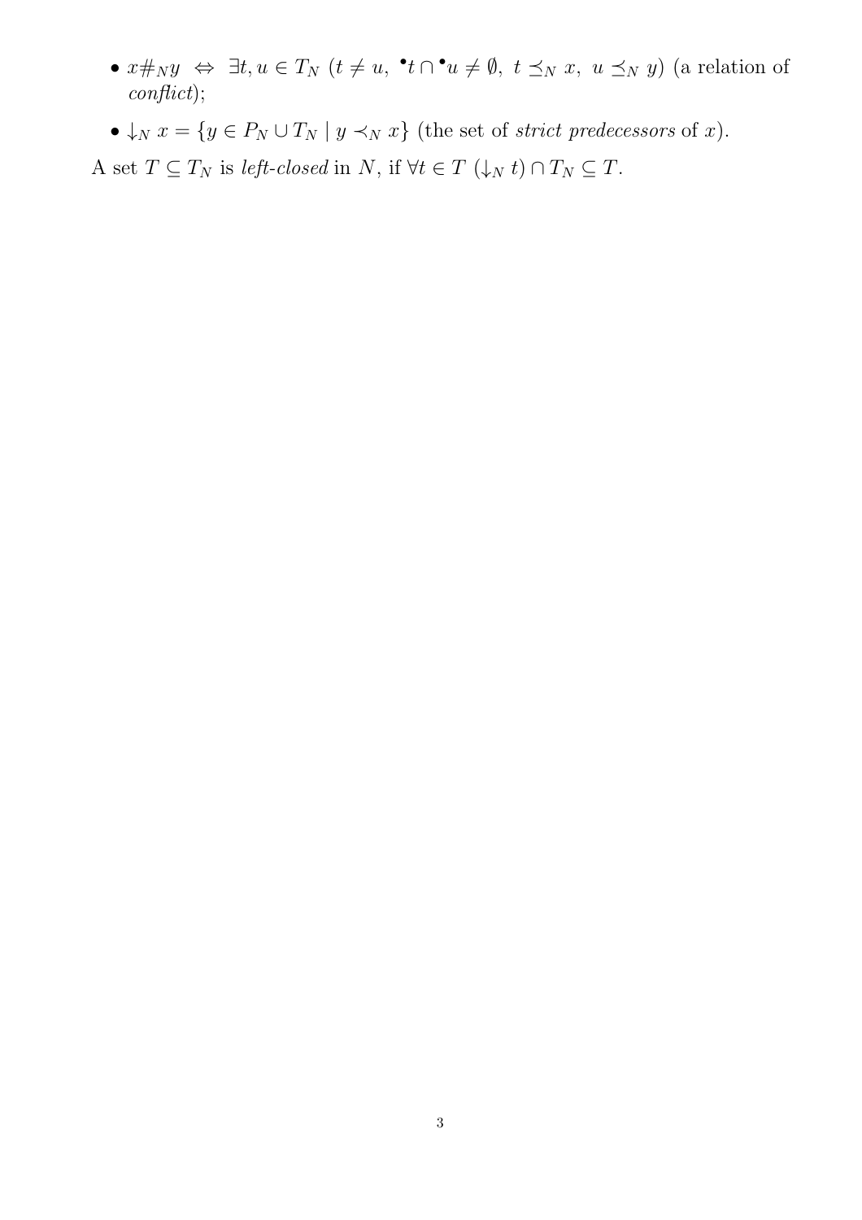- $x \#_N y \;\Leftrightarrow\; \exists t, u \in T_N \; (t \neq u,\; {}^\bullet t \cap {}^\bullet u \neq \emptyset,\; t \preceq_N x,\; u \preceq_N y)$ (a relation of *conflict*);
- $\downarrow_N x = \{y \in P_N \cup T_N \mid y \prec_N x\}$ (the set of *strict predecessors* of $x$).

A set $T \subseteq T_N$ is *left-closed* in $N$, if $\forall t \in T \; (\downarrow_N t) \cap T_N \subseteq T$.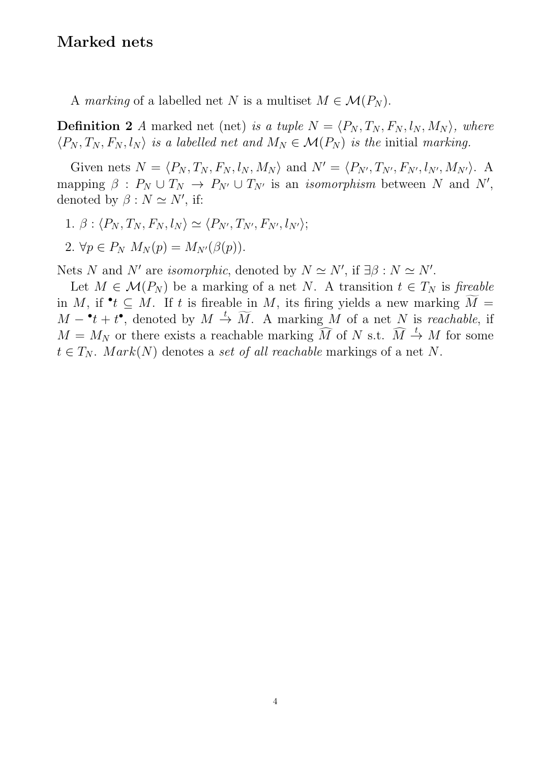## Marked nets

A *marking* of a labelled net $N$ is a multiset $M \in \mathcal{M}(P_N)$.

**Definition 2** *A* marked net (net) *is a tuple* $N = \langle P_N, T_N, F_N, l_N, M_N\rangle$*, where* $\langle P_N, T_N, F_N, l_N\rangle$ *is a labelled net and* $M_N \in \mathcal{M}(P_N)$ *is the* initial *marking.*

Given nets $N = \langle P_N, T_N, F_N, l_N, M_N\rangle$ and $N' = \langle P_{N'}, T_{N'}, F_{N'}, l_{N'}, M_{N'}\rangle$. A mapping $\beta : P_N \cup T_N \rightarrow P_{N'} \cup T_{N'}$ is an *isomorphism* between $N$ and $N'$, denoted by $\beta : N \simeq N'$, if:

1. $\beta : \langle P_N, T_N, F_N, l_N\rangle \simeq \langle P_{N'}, T_{N'}, F_{N'}, l_{N'}\rangle$;
2. $\forall p \in P_N \ M_N(p) = M_{N'}(\beta(p))$.

Nets $N$ and $N'$ are *isomorphic*, denoted by $N \simeq N'$, if $\exists \beta : N \simeq N'$.

Let $M \in \mathcal{M}(P_N)$ be a marking of a net $N$. A transition $t \in T_N$ is *fireable* in $M$, if ${}^\bullet t \subseteq M$. If $t$ is fireable in $M$, its firing yields a new marking $\widetilde{M} = M - {}^\bullet t + t^\bullet$, denoted by $M \xrightarrow{t} \widetilde{M}$. A marking $M$ of a net $N$ is *reachable*, if $M = M_N$ or there exists a reachable marking $\widehat{M}$ of $N$ s.t. $\widehat{M} \xrightarrow{t} M$ for some $t \in T_N$. $Mark(N)$ denotes a *set of all reachable* markings of a net $N$.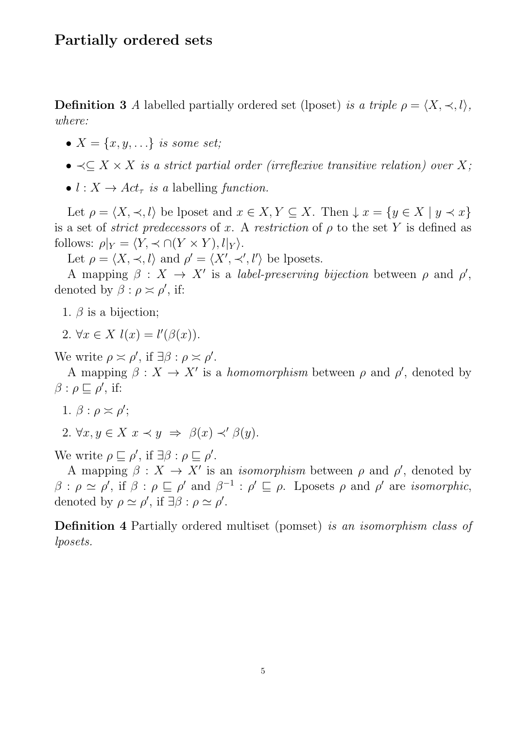## Partially ordered sets

**Definition 3** *A* labelled partially ordered set (lposet) *is a triple* $\rho = \langle X, \prec, l \rangle$*, where:*

- $X = \{x, y, \ldots\}$ *is some set;*
- $\prec \subseteq X \times X$ *is a strict partial order (irreflexive transitive relation) over* $X$*;*
- $l : X \to Act_\tau$ *is a* labelling *function.*

Let $\rho = \langle X, \prec, l \rangle$ be lposet and $x \in X, Y \subseteq X$. Then $\downarrow x = \{y \in X \mid y \prec x\}$ is a set of *strict predecessors* of $x$. A *restriction* of $\rho$ to the set $Y$ is defined as follows: $\rho|_Y = \langle Y, \prec \cap (Y \times Y), l|_Y \rangle$.

Let $\rho = \langle X, \prec, l \rangle$ and $\rho' = \langle X', \prec', l' \rangle$ be lposets.

A mapping $\beta : X \to X'$ is a *label-preserving bijection* between $\rho$ and $\rho'$, denoted by $\beta : \rho \asymp \rho'$, if:

1. $\beta$ is a bijection;
2. $\forall x \in X \; l(x) = l'(\beta(x))$.

We write $\rho \asymp \rho'$, if $\exists \beta : \rho \asymp \rho'$.

A mapping $\beta : X \to X'$ is a *homomorphism* between $\rho$ and $\rho'$, denoted by $\beta : \rho \sqsubseteq \rho'$, if:

1. $\beta : \rho \asymp \rho'$;
2. $\forall x, y \in X \; x \prec y \;\Rightarrow\; \beta(x) \prec' \beta(y)$.

We write $\rho \sqsubseteq \rho'$, if $\exists \beta : \rho \sqsubseteq \rho'$.

A mapping $\beta : X \to X'$ is an *isomorphism* between $\rho$ and $\rho'$, denoted by $\beta : \rho \simeq \rho'$, if $\beta : \rho \sqsubseteq \rho'$ and $\beta^{-1} : \rho' \sqsubseteq \rho$. Lposets $\rho$ and $\rho'$ are *isomorphic*, denoted by $\rho \simeq \rho'$, if $\exists \beta : \rho \simeq \rho'$.

**Definition 4** Partially ordered multiset (pomset) *is an isomorphism class of lposets.*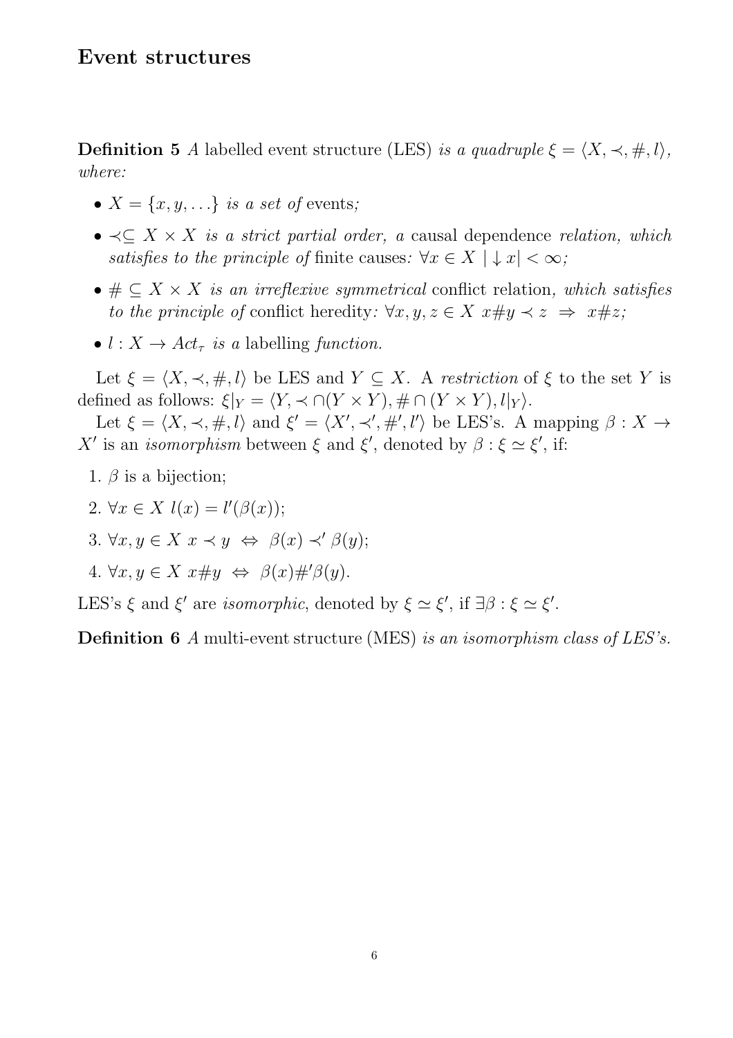## Event structures

**Definition 5** *A* labelled event structure (LES) *is a quadruple* $\xi = \langle X, \prec, \#, l \rangle$*, where:*

- $X = \{x, y, \ldots\}$ *is a set of* events*;*
- $\prec \subseteq X \times X$ *is a strict partial order, a* causal dependence *relation, which satisfies to the principle of* finite causes*:* $\forall x \in X \; |\downarrow x| < \infty$*;*
- $\# \subseteq X \times X$ *is an irreflexive symmetrical* conflict relation*, which satisfies to the principle of* conflict heredity*:* $\forall x, y, z \in X \;\; x \# y \prec z \;\Rightarrow\; x \# z$*;*
- $l : X \to Act_\tau$ *is a* labelling *function.*

Let $\xi = \langle X, \prec, \#, l \rangle$ be LES and $Y \subseteq X$. A *restriction* of $\xi$ to the set $Y$ is defined as follows: $\xi|_Y = \langle Y, \prec \cap (Y \times Y), \# \cap (Y \times Y), l|_Y \rangle$.

Let $\xi = \langle X, \prec, \#, l \rangle$ and $\xi' = \langle X', \prec', \#', l' \rangle$ be LES's. A mapping $\beta : X \to X'$ is an *isomorphism* between $\xi$ and $\xi'$, denoted by $\beta : \xi \simeq \xi'$, if:

1. $\beta$ is a bijection;
2. $\forall x \in X \;\; l(x) = l'(\beta(x))$;
3. $\forall x, y \in X \;\; x \prec y \;\Leftrightarrow\; \beta(x) \prec' \beta(y)$;
4. $\forall x, y \in X \;\; x \# y \;\Leftrightarrow\; \beta(x) \#' \beta(y)$.

LES's $\xi$ and $\xi'$ are *isomorphic*, denoted by $\xi \simeq \xi'$, if $\exists \beta : \xi \simeq \xi'$.

**Definition 6** *A* multi-event structure (MES) *is an isomorphism class of LES's.*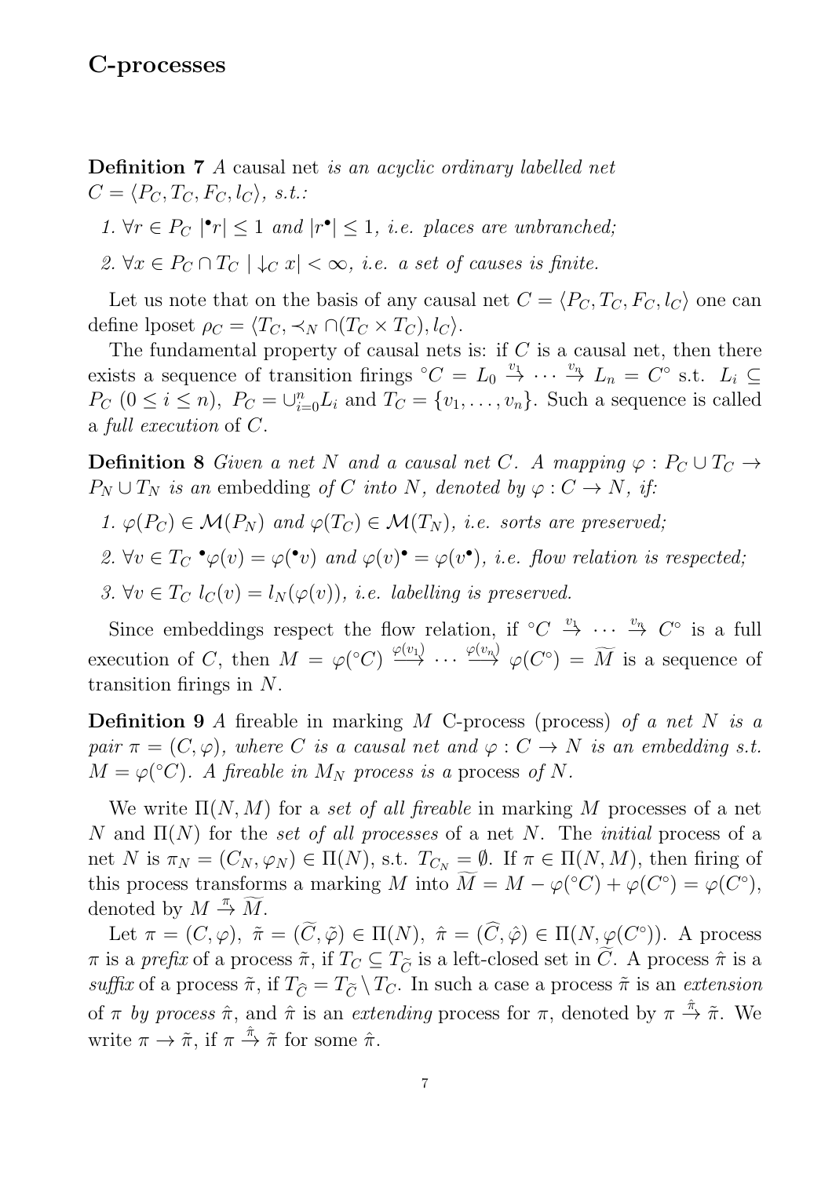## C-processes

**Definition 7** *A* causal net *is an acyclic ordinary labelled net* $C = \langle P_C, T_C, F_C, l_C \rangle$*, s.t.:*

1. $\forall r \in P_C \ |{}^\bullet r| \leq 1$ *and* $|r^\bullet| \leq 1$*, i.e. places are unbranched;*
2. $\forall x \in P_C \cap T_C \ | \downarrow_C x| < \infty$*, i.e. a set of causes is finite.*

Let us note that on the basis of any causal net $C = \langle P_C, T_C, F_C, l_C \rangle$ one can define lposet $\rho_C = \langle T_C, \prec_N \cap (T_C \times T_C), l_C \rangle$.

The fundamental property of causal nets is: if $C$ is a causal net, then there exists a sequence of transition firings ${}^\circ C = L_0 \xrightarrow{v_1} \cdots \xrightarrow{v_n} L_n = C^\circ$ s.t. $L_i \subseteq P_C$ $(0 \leq i \leq n)$, $P_C = \cup_{i=0}^n L_i$ and $T_C = \{v_1, \ldots, v_n\}$. Such a sequence is called a *full execution* of $C$.

**Definition 8** *Given a net $N$ and a causal net $C$. A mapping $\varphi : P_C \cup T_C \to P_N \cup T_N$ is an* embedding *of $C$ into $N$, denoted by $\varphi : C \to N$, if:*

1. $\varphi(P_C) \in \mathcal{M}(P_N)$ *and* $\varphi(T_C) \in \mathcal{M}(T_N)$*, i.e. sorts are preserved;*
2. $\forall v \in T_C \ {}^\bullet\varphi(v) = \varphi({}^\bullet v)$ *and* $\varphi(v)^\bullet = \varphi(v^\bullet)$*, i.e. flow relation is respected;*
3. $\forall v \in T_C \ l_C(v) = l_N(\varphi(v))$*, i.e. labelling is preserved.*

Since embeddings respect the flow relation, if ${}^\circ C \xrightarrow{v_1} \cdots \xrightarrow{v_n} C^\circ$ is a full execution of $C$, then $M = \varphi({}^\circ C) \xrightarrow{\varphi(v_1)} \cdots \xrightarrow{\varphi(v_n)} \varphi(C^\circ) = \widetilde{M}$ is a sequence of transition firings in $N$.

**Definition 9** *A* fireable in marking $M$ C-process (process) *of a net $N$ is a pair $\pi = (C, \varphi)$, where $C$ is a causal net and $\varphi : C \to N$ is an embedding s.t. $M = \varphi({}^\circ C)$. A fireable in $M_N$ process is a* process *of $N$.*

We write $\Pi(N, M)$ for a *set of all fireable* in marking $M$ processes of a net $N$ and $\Pi(N)$ for the *set of all processes* of a net $N$. The *initial* process of a net $N$ is $\pi_N = (C_N, \varphi_N) \in \Pi(N)$, s.t. $T_{C_N} = \emptyset$. If $\pi \in \Pi(N, M)$, then firing of this process transforms a marking $M$ into $\widetilde{M} = M - \varphi({}^\circ C) + \varphi(C^\circ) = \varphi(C^\circ)$, denoted by $M \xrightarrow{\pi} \widetilde{M}$.

Let $\pi = (C, \varphi)$, $\tilde{\pi} = (\widetilde{C}, \tilde{\varphi}) \in \Pi(N)$, $\hat{\pi} = (\widehat{C}, \hat{\varphi}) \in \Pi(N, \varphi(C^\circ))$. A process $\pi$ is a *prefix* of a process $\tilde{\pi}$, if $T_C \subseteq T_{\widetilde{C}}$ is a left-closed set in $\widetilde{C}$. A process $\hat{\pi}$ is a *suffix* of a process $\tilde{\pi}$, if $T_{\widehat{C}} = T_{\widetilde{C}} \setminus T_C$. In such a case a process $\tilde{\pi}$ is an *extension* of $\pi$ *by process* $\hat{\pi}$, and $\hat{\pi}$ is an *extending* process for $\pi$, denoted by $\pi \xrightarrow{\hat{\pi}} \tilde{\pi}$. We write $\pi \to \tilde{\pi}$, if $\pi \xrightarrow{\hat{\pi}} \tilde{\pi}$ for some $\hat{\pi}$.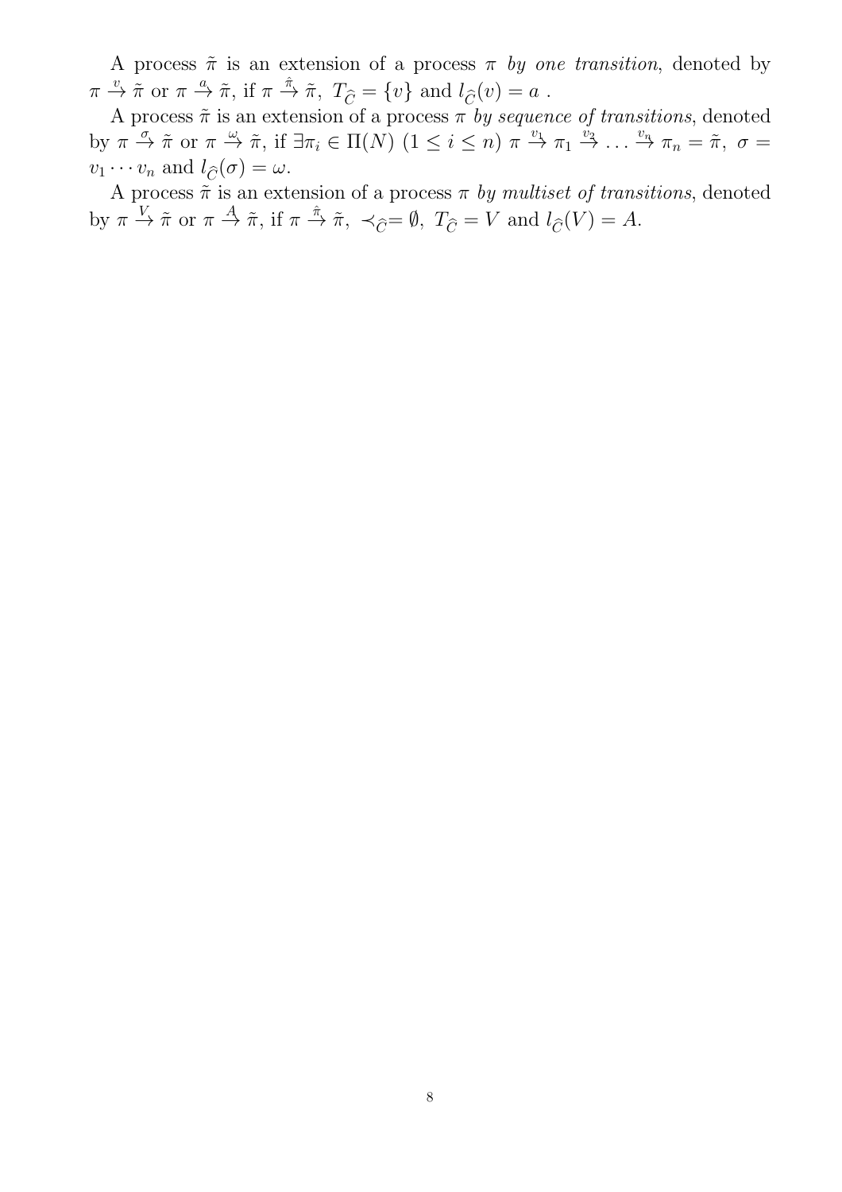A process $\tilde{\pi}$ is an extension of a process $\pi$ *by one transition*, denoted by $\pi \stackrel{v}{\to} \tilde{\pi}$ or $\pi \stackrel{a}{\to} \tilde{\pi}$, if $\pi \stackrel{\hat{\pi}}{\to} \tilde{\pi},\ T_{\widehat{C}} = \{v\}$ and $l_{\widehat{C}}(v) = a$ .

A process $\tilde{\pi}$ is an extension of a process $\pi$ *by sequence of transitions*, denoted by $\pi \stackrel{\sigma}{\to} \tilde{\pi}$ or $\pi \stackrel{\omega}{\to} \tilde{\pi}$, if $\exists \pi_i \in \Pi(N)\ (1 \leq i \leq n)\ \pi \stackrel{v_1}{\to} \pi_1 \stackrel{v_2}{\to} \ldots \stackrel{v_n}{\to} \pi_n = \tilde{\pi},\ \sigma = v_1 \cdots v_n$ and $l_{\widehat{C}}(\sigma) = \omega$.

A process $\tilde{\pi}$ is an extension of a process $\pi$ *by multiset of transitions*, denoted by $\pi \stackrel{V}{\to} \tilde{\pi}$ or $\pi \stackrel{A}{\to} \tilde{\pi}$, if $\pi \stackrel{\hat{\pi}}{\to} \tilde{\pi},\ \prec_{\widehat{C}} = \emptyset,\ T_{\widehat{C}} = V$ and $l_{\widehat{C}}(V) = A$.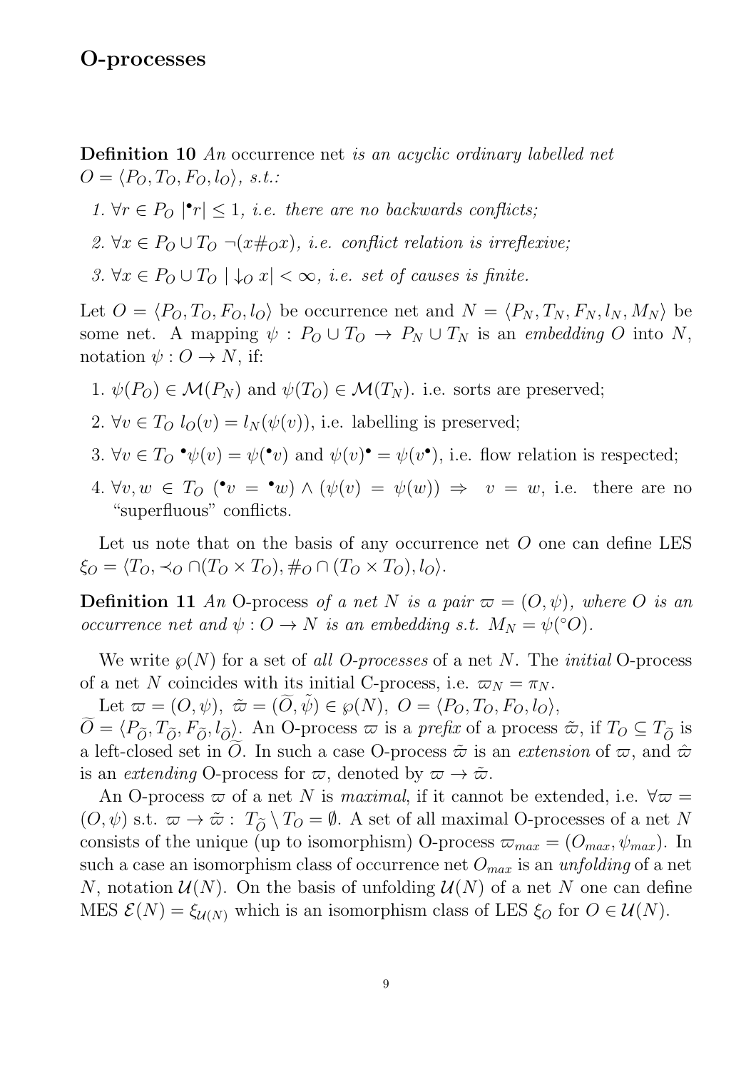## O-processes

**Definition 10** *An* occurrence net *is an acyclic ordinary labelled net* $O = \langle P_O, T_O, F_O, l_O \rangle$*, s.t.:*

1. $\forall r \in P_O \ |{}^\bullet r| \leq 1$*, i.e. there are no backwards conflicts;*
2. $\forall x \in P_O \cup T_O \ \neg(x \#_O x)$*, i.e. conflict relation is irreflexive;*
3. $\forall x \in P_O \cup T_O \ | \downarrow_O x| < \infty$*, i.e. set of causes is finite.*

Let $O = \langle P_O, T_O, F_O, l_O \rangle$ be occurrence net and $N = \langle P_N, T_N, F_N, l_N, M_N \rangle$ be some net. A mapping $\psi : P_O \cup T_O \to P_N \cup T_N$ is an *embedding* $O$ into $N$, notation $\psi : O \to N$, if:

1. $\psi(P_O) \in \mathcal{M}(P_N)$ and $\psi(T_O) \in \mathcal{M}(T_N)$. i.e. sorts are preserved;
2. $\forall v \in T_O \ l_O(v) = l_N(\psi(v))$, i.e. labelling is preserved;
3. $\forall v \in T_O \ {}^\bullet\psi(v) = \psi({}^\bullet v)$ and $\psi(v)^\bullet = \psi(v^\bullet)$, i.e. flow relation is respected;
4. $\forall v, w \in T_O \ ({}^\bullet v = {}^\bullet w) \wedge (\psi(v) = \psi(w)) \Rightarrow \ v = w$, i.e. there are no "superfluous" conflicts.

Let us note that on the basis of any occurrence net $O$ one can define LES $\xi_O = \langle T_O, \prec_O \cap (T_O \times T_O), \#_O \cap (T_O \times T_O), l_O \rangle$.

**Definition 11** *An* O-process *of a net* $N$ *is a pair* $\varpi = (O, \psi)$*, where* $O$ *is an occurrence net and* $\psi : O \to N$ *is an embedding s.t.* $M_N = \psi({}^\circ O)$*.*

We write $\wp(N)$ for a set of *all O-processes* of a net $N$. The *initial* O-process of a net $N$ coincides with its initial C-process, i.e. $\varpi_N = \pi_N$.

Let $\varpi = (O, \psi)$, $\tilde{\varpi} = (\widetilde{O}, \tilde{\psi}) \in \wp(N)$, $O = \langle P_O, T_O, F_O, l_O \rangle$, $\widetilde{O} = \langle P_{\widetilde{O}}, T_{\widetilde{O}}, F_{\widetilde{O}}, l_{\widetilde{O}} \rangle$. An O-process $\varpi$ is a *prefix* of a process $\tilde{\varpi}$, if $T_O \subseteq T_{\widetilde{O}}$ is a left-closed set in $\widetilde{O}$. In such a case O-process $\tilde{\varpi}$ is an *extension* of $\varpi$, and $\hat{\varpi}$ is an *extending* O-process for $\varpi$, denoted by $\varpi \to \tilde{\varpi}$.

An O-process $\varpi$ of a net $N$ is *maximal*, if it cannot be extended, i.e. $\forall \varpi = (O, \psi)$ s.t. $\varpi \to \tilde{\varpi} : \ T_{\widetilde{O}} \setminus T_O = \emptyset$. A set of all maximal O-processes of a net $N$ consists of the unique (up to isomorphism) O-process $\varpi_{max} = (O_{max}, \psi_{max})$. In such a case an isomorphism class of occurrence net $O_{max}$ is an *unfolding* of a net $N$, notation $\mathcal{U}(N)$. On the basis of unfolding $\mathcal{U}(N)$ of a net $N$ one can define MES $\mathcal{E}(N) = \xi_{\mathcal{U}(N)}$ which is an isomorphism class of LES $\xi_O$ for $O \in \mathcal{U}(N)$.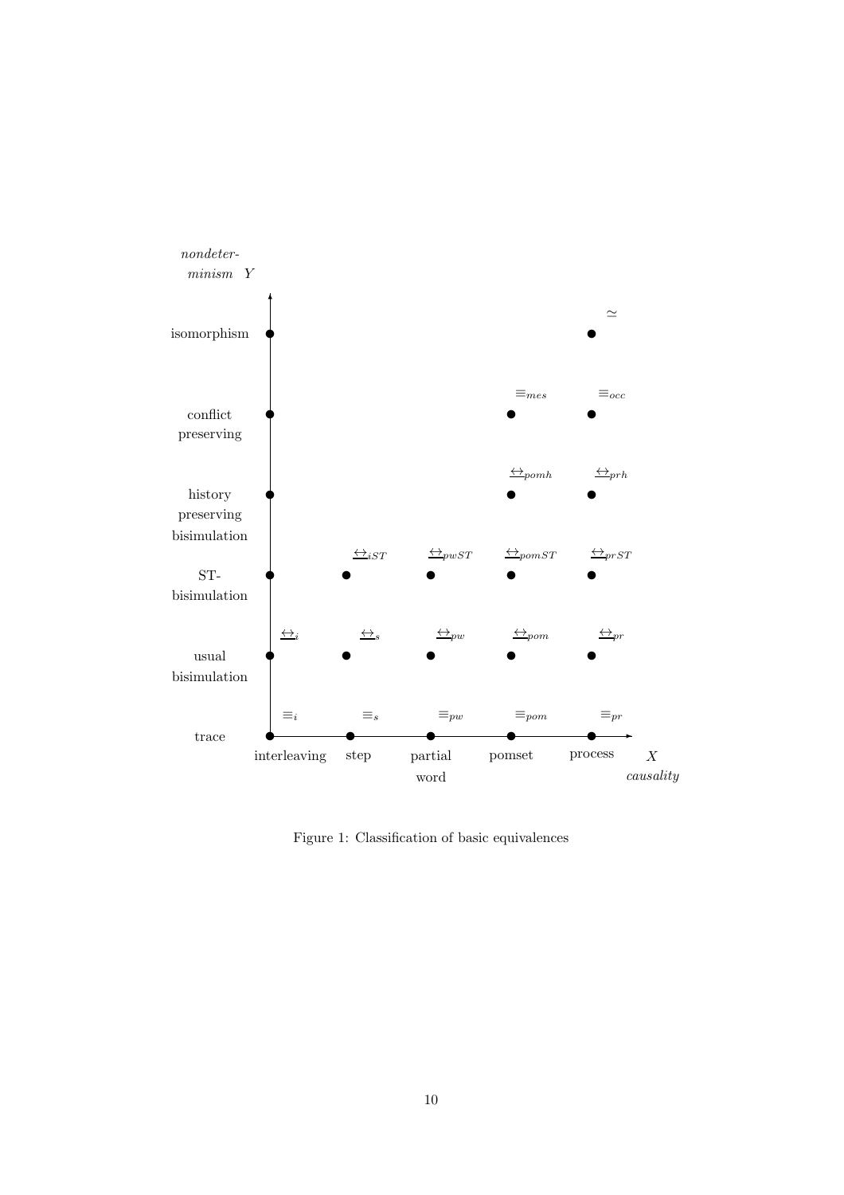nondeterminism $Y$

isomorphism

conflict preserving

history preserving bisimulation

ST-bisimulation

usual bisimulation

trace

interleaving

step

partial word

pomset

process

$X$ causality

$\simeq$

$\equiv_{mes}$ $\equiv_{occ}$

$\underline{\leftrightarrow}_{pomh}$ $\underline{\leftrightarrow}_{prh}$

$\underline{\leftrightarrow}_{iST}$ $\underline{\leftrightarrow}_{pwST}$ $\underline{\leftrightarrow}_{pomST}$ $\underline{\leftrightarrow}_{prST}$

$\underline{\leftrightarrow}_{i}$ $\underline{\leftrightarrow}_{s}$ $\underline{\leftrightarrow}_{pw}$ $\underline{\leftrightarrow}_{pom}$ $\underline{\leftrightarrow}_{pr}$

$\equiv_{i}$ $\equiv_{s}$ $\equiv_{pw}$ $\equiv_{pom}$ $\equiv_{pr}$

Figure 1: Classification of basic equivalences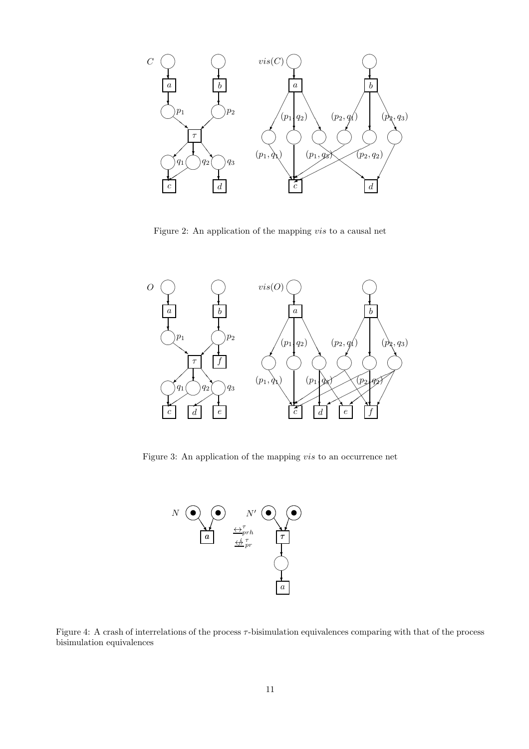$C$

$a$ $b$

$p_1$ $p_2$

$\tau$

$q_1$ $q_2$ $q_3$

$c$ $d$

$vis(C)$

$a$ $b$

$(p_1, q_2)$ $(p_2, q_1)$ $(p_2, q_3)$

$(p_1, q_1)$ $(p_1, q_3)$ $(p_2, q_2)$

$c$ $d$

Figure 2: An application of the mapping $vis$ to a causal net

$O$

$a$ $b$

$p_1$ $p_2$

$\tau$ $f$

$q_1$ $q_2$ $q_3$

$c$ $d$ $e$

$vis(O)$

$a$ $b$

$(p_1, q_2)$ $(p_2, q_1)$ $(p_2, q_3)$

$(p_1, q_1)$ $(p_1, q_3)$ $(p_2, q_2)$

$c$ $d$ $e$ $f$

Figure 3: An application of the mapping $vis$ to an occurrence net

$N$ $N'$

$a$ $\tau$

$\underline{\leftrightarrow}^{\tau}_{prh}$

$\underline{\not\leftrightarrow}^{\tau}_{pr}$

$a$

Figure 4: A crash of interrelations of the process $\tau$-bisimulation equivalences comparing with that of the process bisimulation equivalences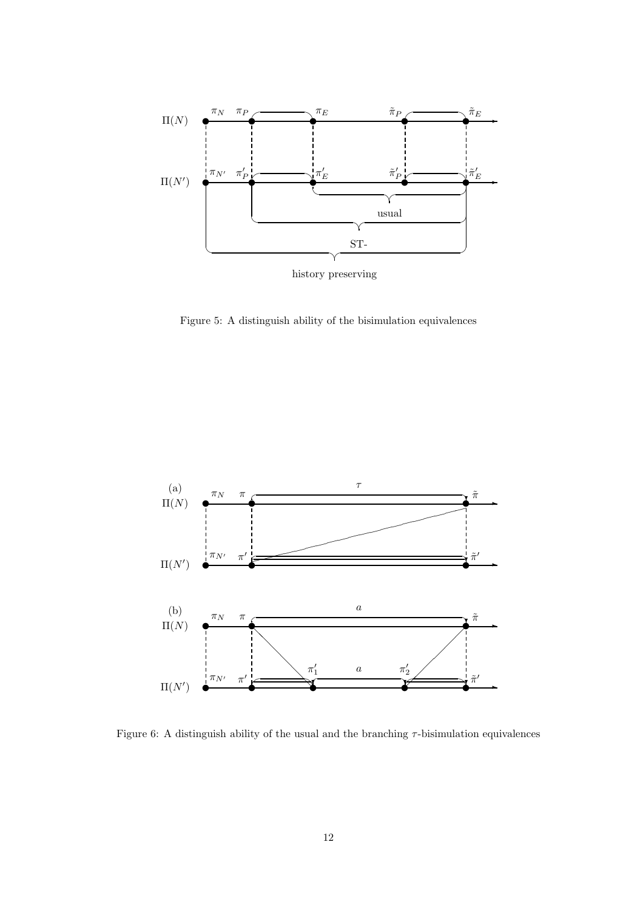$\Pi(N)$

$\pi_N$ $\pi_P$ $\pi_E$ $\tilde{\pi}_P$ $\tilde{\pi}_E$

$\Pi(N')$

$\pi_{N'}$ $\pi'_P$ $\pi'_E$ $\tilde{\pi}'_P$ $\tilde{\pi}'_E$

usual

ST-

history preserving

Figure 5: A distinguish ability of the bisimulation equivalences

(a)

$\Pi(N)$

$\pi_N$ $\pi$ $\tau$ $\tilde{\pi}$

$\Pi(N')$

$\pi_{N'}$ $\pi'$ $\tilde{\pi}'$

(b)

$\Pi(N)$

$\pi_N$ $\pi$ $a$ $\tilde{\pi}$

$\Pi(N')$

$\pi_{N'}$ $\pi'$ $\pi'_1$ $a$ $\pi'_2$ $\tilde{\pi}'$

Figure 6: A distinguish ability of the usual and the branching $\tau$-bisimulation equivalences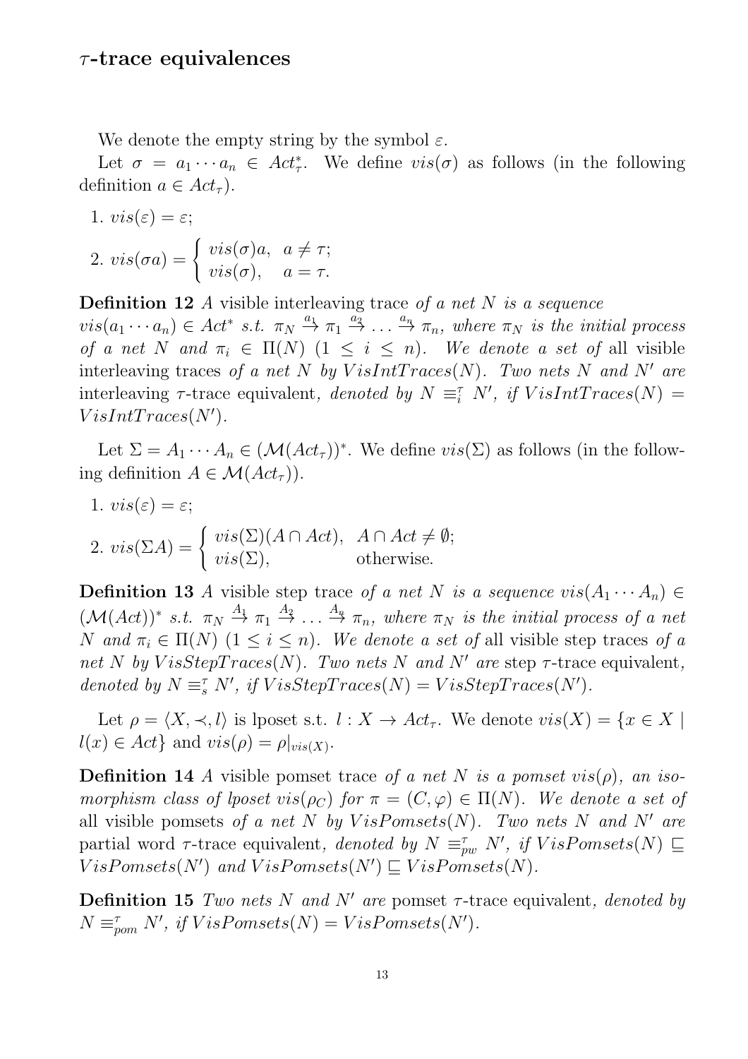## $\tau$-trace equivalences

We denote the empty string by the symbol $\varepsilon$.

Let $\sigma = a_1 \cdots a_n \in Act_\tau^*$. We define $vis(\sigma)$ as follows (in the following definition $a \in Act_\tau$).

1. $vis(\varepsilon) = \varepsilon$;

2. $vis(\sigma a) = \begin{cases} vis(\sigma)a, & a \neq \tau; \\ vis(\sigma), & a = \tau. \end{cases}$

**Definition 12** *A* visible interleaving trace *of a net $N$ is a sequence $vis(a_1 \cdots a_n) \in Act^*$ s.t. $\pi_N \stackrel{a_1}{\to} \pi_1 \stackrel{a_2}{\to} \dots \stackrel{a_n}{\to} \pi_n$, where $\pi_N$ is the initial process of a net $N$ and $\pi_i \in \Pi(N)$ $(1 \leq i \leq n)$. We denote a set of* all visible interleaving traces *of a net $N$ by $VisIntTraces(N)$. Two nets $N$ and $N'$ are* interleaving $\tau$-trace equivalent*, denoted by $N \equiv_i^\tau N'$, if $VisIntTraces(N) = VisIntTraces(N')$.*

Let $\Sigma = A_1 \cdots A_n \in (\mathcal{M}(Act_\tau))^*$. We define $vis(\Sigma)$ as follows (in the following definition $A \in \mathcal{M}(Act_\tau)$).

1. $vis(\varepsilon) = \varepsilon$;

2. $vis(\Sigma A) = \begin{cases} vis(\Sigma)(A \cap Act), & A \cap Act \neq \emptyset; \\ vis(\Sigma), & \text{otherwise.} \end{cases}$

**Definition 13** *A* visible step trace *of a net $N$ is a sequence $vis(A_1 \cdots A_n) \in (\mathcal{M}(Act))^*$ s.t. $\pi_N \stackrel{A_1}{\to} \pi_1 \stackrel{A_2}{\to} \dots \stackrel{A_n}{\to} \pi_n$, where $\pi_N$ is the initial process of a net $N$ and $\pi_i \in \Pi(N)$ $(1 \leq i \leq n)$. We denote a set of* all visible step traces *of a net $N$ by $VisStepTraces(N)$. Two nets $N$ and $N'$ are* step $\tau$-trace equivalent*, denoted by $N \equiv_s^\tau N'$, if $VisStepTraces(N) = VisStepTraces(N')$.*

Let $\rho = \langle X, \prec, l \rangle$ is lposet s.t. $l : X \to Act_\tau$. We denote $vis(X) = \{x \in X \mid l(x) \in Act\}$ and $vis(\rho) = \rho|_{vis(X)}$.

**Definition 14** *A* visible pomset trace *of a net $N$ is a pomset $vis(\rho)$, an isomorphism class of lposet $vis(\rho_C)$ for $\pi = (C, \varphi) \in \Pi(N)$. We denote a set of* all visible pomsets *of a net $N$ by $VisPomsets(N)$. Two nets $N$ and $N'$ are* partial word $\tau$-trace equivalent*, denoted by $N \equiv_{pw}^\tau N'$, if $VisPomsets(N) \sqsubseteq VisPomsets(N')$ and $VisPomsets(N') \sqsubseteq VisPomsets(N)$.*

**Definition 15** *Two nets $N$ and $N'$ are* pomset $\tau$-trace equivalent*, denoted by $N \equiv_{pom}^\tau N'$, if $VisPomsets(N) = VisPomsets(N')$.*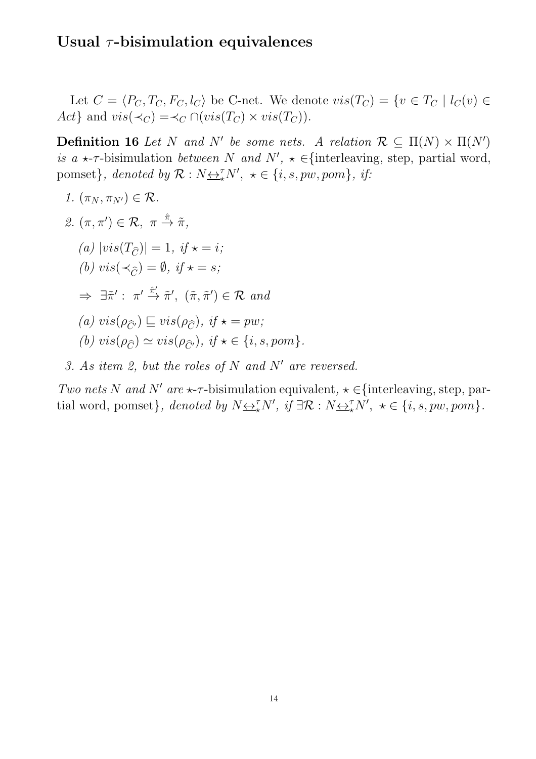## Usual $\tau$-bisimulation equivalences

Let $C = \langle P_C, T_C, F_C, l_C \rangle$ be C-net. We denote $vis(T_C) = \{v \in T_C \mid l_C(v) \in Act\}$ and $vis(\prec_C) = \prec_C \cap (vis(T_C) \times vis(T_C))$.

**Definition 16** *Let $N$ and $N'$ be some nets. A relation $\mathcal{R} \subseteq \Pi(N) \times \Pi(N')$ is a $\star$-$\tau$-*bisimulation *between $N$ and $N'$, $\star \in$*{interleaving, step, partial word, pomset}*, denoted by $\mathcal{R} : N \underline{\leftrightarrow}_\star^\tau N'$, $\star \in \{i, s, pw, pom\}$, if:*

1. $(\pi_N, \pi_{N'}) \in \mathcal{R}$.
2. $(\pi, \pi') \in \mathcal{R}$, $\pi \xrightarrow{\hat{\pi}} \tilde{\pi}$,
   - *(a)* $|vis(T_{\widehat{C}})| = 1$, *if* $\star = i$;
   - *(b)* $vis(\prec_{\widehat{C}}) = \emptyset$, *if* $\star = s$;

   $\Rightarrow\ \exists \tilde{\pi}' :\ \pi' \xrightarrow{\hat{\pi}'} \tilde{\pi}'$, $(\tilde{\pi}, \tilde{\pi}') \in \mathcal{R}$ *and*
   - *(a)* $vis(\rho_{\widehat{C}'}) \sqsubseteq vis(\rho_{\widehat{C}})$, *if* $\star = pw$;
   - *(b)* $vis(\rho_{\widehat{C}}) \simeq vis(\rho_{\widehat{C}'})$, *if* $\star \in \{i, s, pom\}$.
3. *As item 2, but the roles of $N$ and $N'$ are reversed.*

*Two nets $N$ and $N'$ are $\star$-$\tau$-*bisimulation equivalent*, $\star \in$*{interleaving, step, partial word, pomset}*, denoted by $N \underline{\leftrightarrow}_\star^\tau N'$, if $\exists \mathcal{R} : N \underline{\leftrightarrow}_\star^\tau N'$, $\star \in \{i, s, pw, pom\}$.*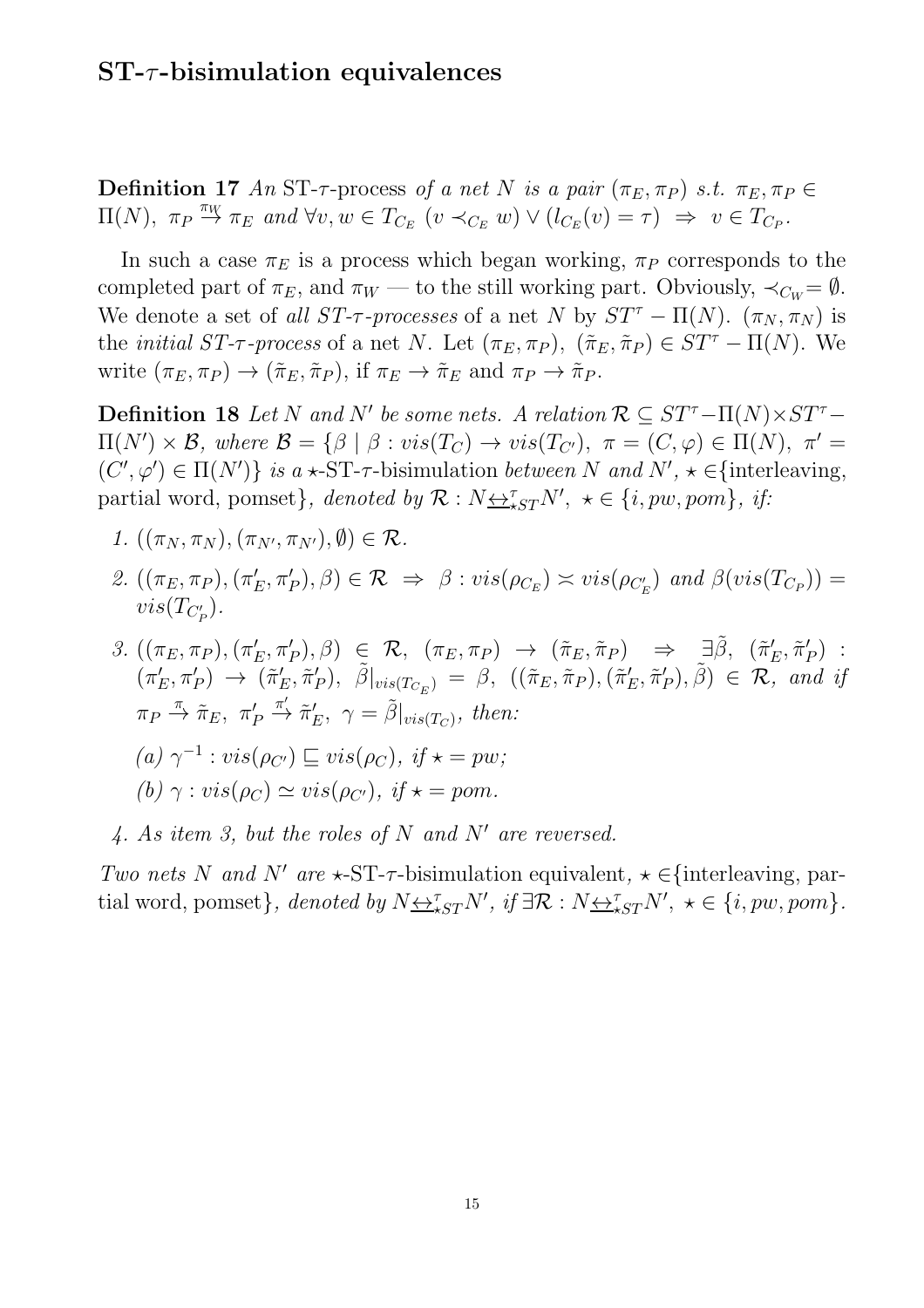## ST-$\tau$-bisimulation equivalences

**Definition 17** *An* ST-$\tau$-process *of a net $N$ is a pair $(\pi_E, \pi_P)$ s.t. $\pi_E, \pi_P \in \Pi(N)$, $\pi_P \stackrel{\pi_W}{\to} \pi_E$ and $\forall v, w \in T_{C_E}$ $(v \prec_{C_E} w) \vee (l_{C_E}(v) = \tau) \Rightarrow v \in T_{C_P}$.*

In such a case $\pi_E$ is a process which began working, $\pi_P$ corresponds to the completed part of $\pi_E$, and $\pi_W$ — to the still working part. Obviously, $\prec_{C_W} = \emptyset$. We denote a set of *all ST-$\tau$-processes* of a net $N$ by $ST^\tau - \Pi(N)$. $(\pi_N, \pi_N)$ is the *initial ST-$\tau$-process* of a net $N$. Let $(\pi_E, \pi_P)$, $(\tilde{\pi}_E, \tilde{\pi}_P) \in ST^\tau - \Pi(N)$. We write $(\pi_E, \pi_P) \to (\tilde{\pi}_E, \tilde{\pi}_P)$, if $\pi_E \to \tilde{\pi}_E$ and $\pi_P \to \tilde{\pi}_P$.

**Definition 18** *Let $N$ and $N'$ be some nets. A relation $\mathcal{R} \subseteq ST^\tau - \Pi(N) \times ST^\tau - \Pi(N') \times \mathcal{B}$, where $\mathcal{B} = \{\beta \mid \beta : vis(T_C) \to vis(T_{C'}),\ \pi = (C, \varphi) \in \Pi(N),\ \pi' = (C', \varphi') \in \Pi(N')\}$ is a $\star$-*ST-$\tau$-bisimulation *between $N$ and $N'$, $\star \in$*{interleaving, partial word, pomset}*, denoted by $\mathcal{R} : N \underline{\leftrightarrow}^\tau_{\star ST} N'$, $\star \in \{i, pw, pom\}$, if:*

1. *$((\pi_N, \pi_N), (\pi_{N'}, \pi_{N'}), \emptyset) \in \mathcal{R}$.*
2. *$((\pi_E, \pi_P), (\pi'_E, \pi'_P), \beta) \in \mathcal{R} \Rightarrow \beta : vis(\rho_{C_E}) \asymp vis(\rho_{C'_E})$ and $\beta(vis(T_{C_P})) = vis(T_{C'_P})$.*
3. *$((\pi_E, \pi_P), (\pi'_E, \pi'_P), \beta) \in \mathcal{R},\ (\pi_E, \pi_P) \to (\tilde{\pi}_E, \tilde{\pi}_P) \Rightarrow \exists \tilde{\beta},\ (\tilde{\pi}'_E, \tilde{\pi}'_P) : (\pi'_E, \pi'_P) \to (\tilde{\pi}'_E, \tilde{\pi}'_P),\ \tilde{\beta}|_{vis(T_{C_E})} = \beta,\ ((\tilde{\pi}_E, \tilde{\pi}_P), (\tilde{\pi}'_E, \tilde{\pi}'_P), \tilde{\beta}) \in \mathcal{R}$, and if $\pi_P \stackrel{\pi}{\to} \tilde{\pi}_E,\ \pi'_P \stackrel{\pi'}{\to} \tilde{\pi}'_E,\ \gamma = \tilde{\beta}|_{vis(T_C)}$, then:*
   
   *(a) $\gamma^{-1} : vis(\rho_{C'}) \sqsubseteq vis(\rho_C)$, if $\star = pw$;*
   
   *(b) $\gamma : vis(\rho_C) \simeq vis(\rho_{C'})$, if $\star = pom$.*
4. *As item 3, but the roles of $N$ and $N'$ are reversed.*

*Two nets $N$ and $N'$ are $\star$-*ST-$\tau$-bisimulation equivalent*, $\star \in$*{interleaving, partial word, pomset}*, denoted by $N \underline{\leftrightarrow}^\tau_{\star ST} N'$, if $\exists \mathcal{R} : N \underline{\leftrightarrow}^\tau_{\star ST} N'$, $\star \in \{i, pw, pom\}$.*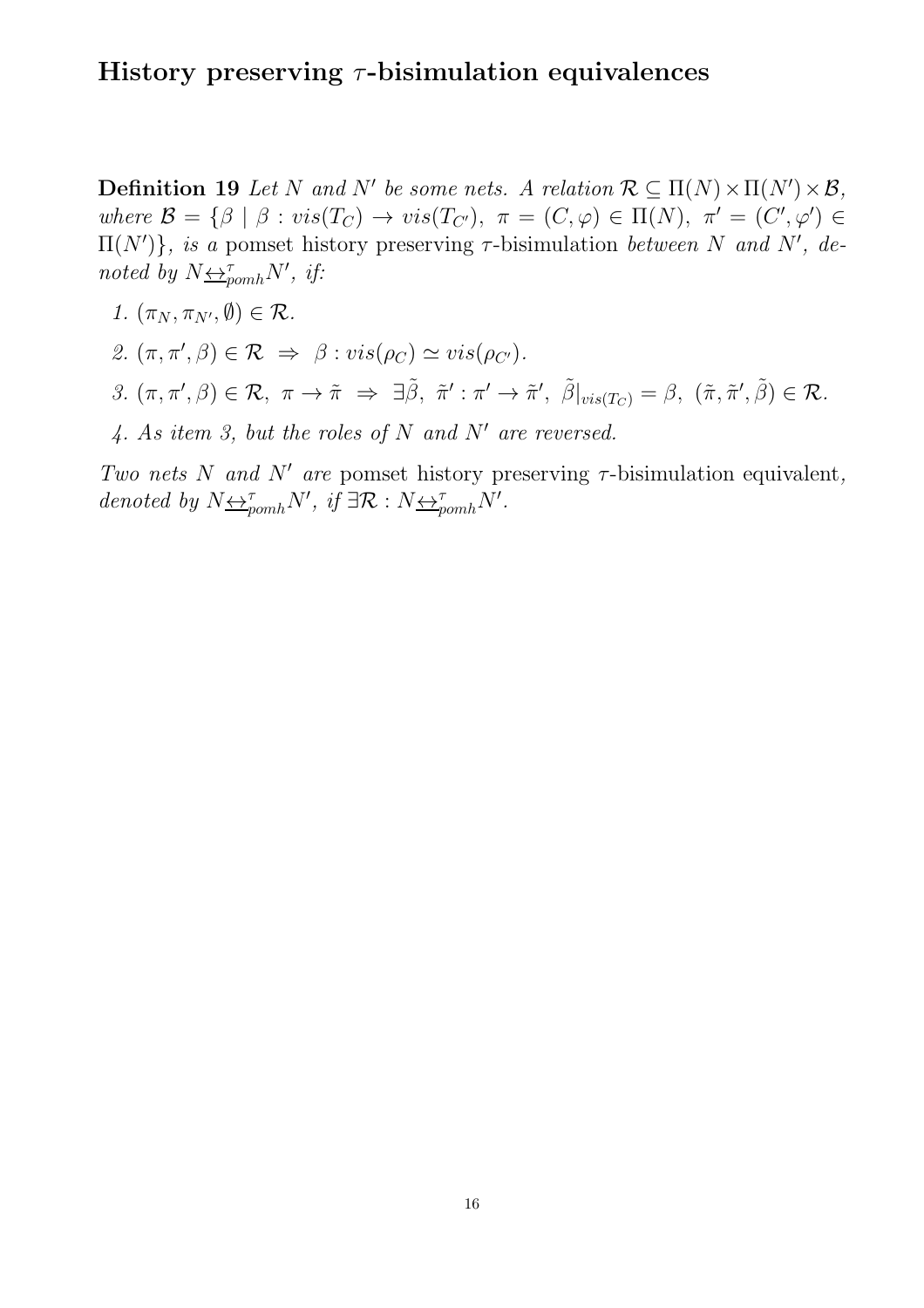## History preserving $\tau$-bisimulation equivalences

**Definition 19** *Let $N$ and $N'$ be some nets. A relation $\mathcal{R} \subseteq \Pi(N) \times \Pi(N') \times \mathcal{B}$, where $\mathcal{B} = \{\beta \mid \beta : vis(T_C) \to vis(T_{C'}),\ \pi = (C, \varphi) \in \Pi(N),\ \pi' = (C', \varphi') \in \Pi(N')\}$, is a* pomset history preserving $\tau$-bisimulation *between $N$ and $N'$, denoted by $\mathcal{R} : N \underline{\leftrightarrow}^{\tau}_{pomh} N'$, if:*

1. $(\pi_N, \pi_{N'}, \emptyset) \in \mathcal{R}$.
2. $(\pi, \pi', \beta) \in \mathcal{R} \ \Rightarrow \ \beta : vis(\rho_C) \simeq vis(\rho_{C'})$.
3. $(\pi, \pi', \beta) \in \mathcal{R},\ \pi \to \tilde{\pi} \ \Rightarrow \ \exists \tilde{\beta},\ \tilde{\pi}' : \pi' \to \tilde{\pi}',\ \tilde{\beta}|_{vis(T_C)} = \beta,\ (\tilde{\pi}, \tilde{\pi}', \tilde{\beta}) \in \mathcal{R}$.
4. *As item 3, but the roles of $N$ and $N'$ are reversed.*

*Two nets $N$ and $N'$ are* pomset history preserving $\tau$-bisimulation equivalent*, denoted by $N \underline{\leftrightarrow}^{\tau}_{pomh} N'$, if $\exists \mathcal{R} : N \underline{\leftrightarrow}^{\tau}_{pomh} N'$.*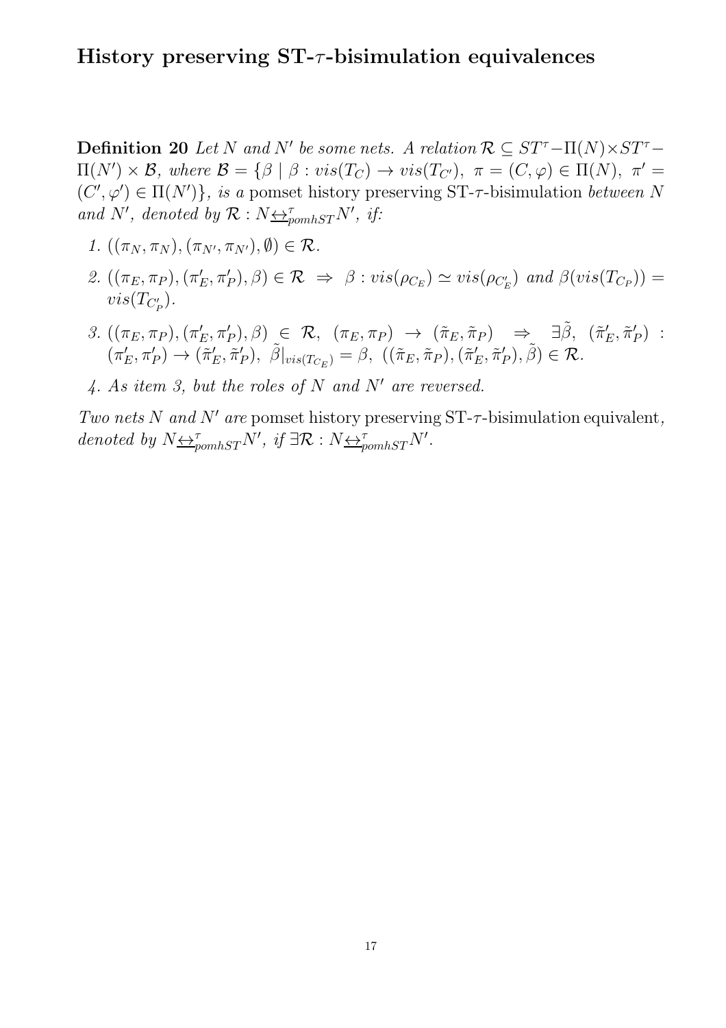# History preserving ST-$\tau$-bisimulation equivalences

**Definition 20** *Let $N$ and $N'$ be some nets. A relation $\mathcal{R} \subseteq ST^{\tau}-\Pi(N) \times ST^{\tau}-\Pi(N') \times \mathcal{B}$, where $\mathcal{B} = \{\beta \mid \beta : vis(T_C) \rightarrow vis(T_{C'}),\ \pi = (C, \varphi) \in \Pi(N),\ \pi' = (C', \varphi') \in \Pi(N')\}$, is a* pomset history preserving ST-$\tau$-bisimulation *between $N$ and $N'$, denoted by $\mathcal{R} : N \underline{\leftrightarrow}^{\tau}_{pomhST} N'$, if:*

1. $((\pi_N, \pi_N), (\pi_{N'}, \pi_{N'}), \emptyset) \in \mathcal{R}$.
2. $((\pi_E, \pi_P), (\pi'_E, \pi'_P), \beta) \in \mathcal{R} \ \Rightarrow\ \beta : vis(\rho_{C_E}) \simeq vis(\rho_{C'_E})$ *and* $\beta(vis(T_{C_P})) = vis(T_{C'_P})$.
3. $((\pi_E, \pi_P), (\pi'_E, \pi'_P), \beta) \in \mathcal{R},\ (\pi_E, \pi_P) \rightarrow (\tilde{\pi}_E, \tilde{\pi}_P) \ \Rightarrow\ \exists \tilde{\beta},\ (\tilde{\pi}'_E, \tilde{\pi}'_P) : (\pi'_E, \pi'_P) \rightarrow (\tilde{\pi}'_E, \tilde{\pi}'_P),\ \tilde{\beta}|_{vis(T_{C_E})} = \beta,\ ((\tilde{\pi}_E, \tilde{\pi}_P), (\tilde{\pi}'_E, \tilde{\pi}'_P), \tilde{\beta}) \in \mathcal{R}$.
4. *As item 3, but the roles of $N$ and $N'$ are reversed.*

*Two nets $N$ and $N'$ are* pomset history preserving ST-$\tau$-bisimulation equivalent*, denoted by $N \underline{\leftrightarrow}^{\tau}_{pomhST} N'$, if $\exists \mathcal{R} : N \underline{\leftrightarrow}^{\tau}_{pomhST} N'$.*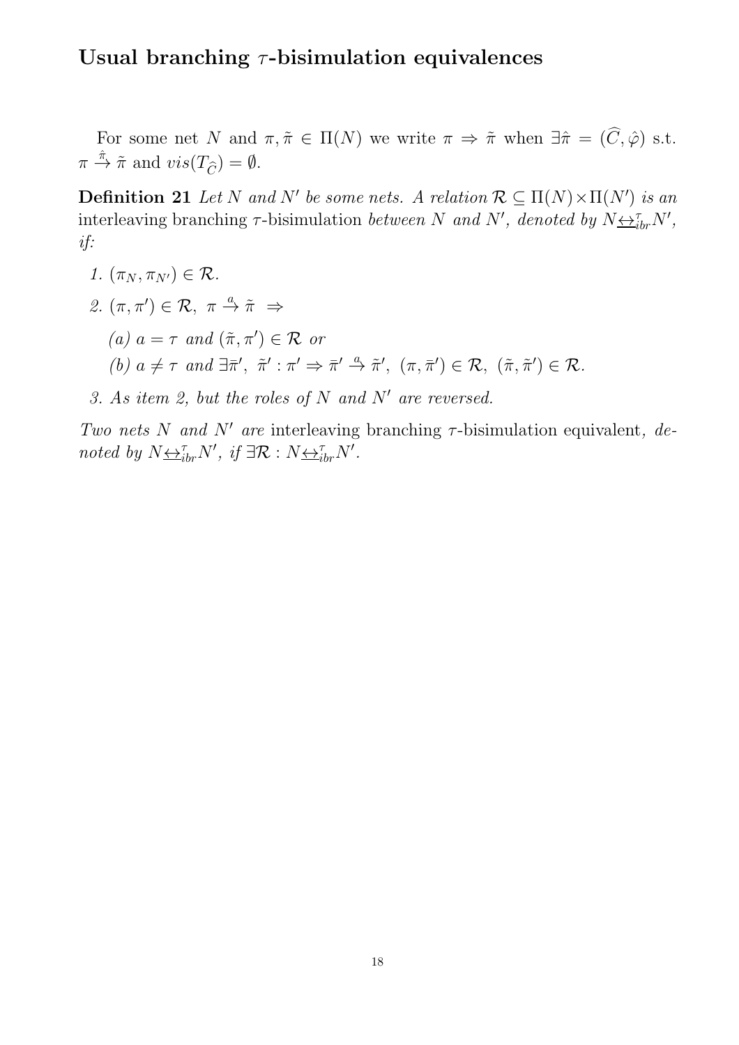## Usual branching $\tau$-bisimulation equivalences

For some net $N$ and $\pi, \tilde{\pi} \in \Pi(N)$ we write $\pi \Rightarrow \tilde{\pi}$ when $\exists \hat{\pi} = (\widehat{C}, \hat{\varphi})$ s.t. $\pi \xrightarrow{\hat{\pi}} \tilde{\pi}$ and $vis(T_{\widehat{C}}) = \emptyset$.

**Definition 21** *Let $N$ and $N'$ be some nets. A relation $\mathcal{R} \subseteq \Pi(N) \times \Pi(N')$ is an* interleaving branching $\tau$-bisimulation *between $N$ and $N'$, denoted by $N \underline{\leftrightarrow}^{\tau}_{ibr} N'$, if:*

1. $(\pi_N, \pi_{N'}) \in \mathcal{R}$.
2. $(\pi, \pi') \in \mathcal{R},\ \pi \xrightarrow{a} \tilde{\pi}\ \Rightarrow$
   (a) *$a = \tau$ and $(\tilde{\pi}, \pi') \in \mathcal{R}$ or*
   (b) *$a \neq \tau$ and $\exists \bar{\pi}',\ \tilde{\pi}' : \pi' \Rightarrow \bar{\pi}' \xrightarrow{a} \tilde{\pi}',\ (\pi, \bar{\pi}') \in \mathcal{R},\ (\tilde{\pi}, \tilde{\pi}') \in \mathcal{R}$.*
3. *As item 2, but the roles of $N$ and $N'$ are reversed.*

*Two nets $N$ and $N'$ are* interleaving branching $\tau$-bisimulation equivalent*, denoted by $N \underline{\leftrightarrow}^{\tau}_{ibr} N'$, if $\exists \mathcal{R} : N \underline{\leftrightarrow}^{\tau}_{ibr} N'$.*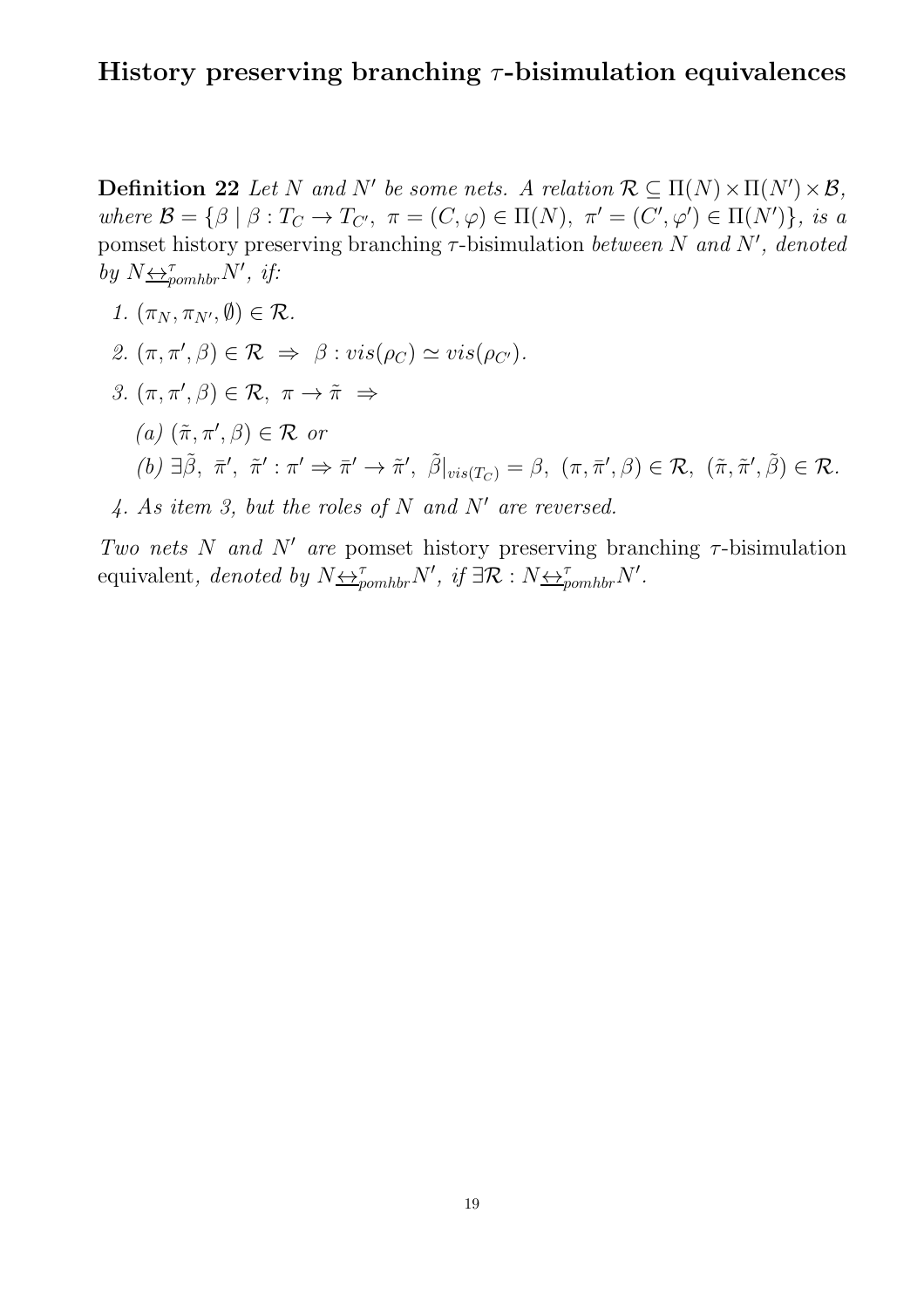## History preserving branching $\tau$-bisimulation equivalences

**Definition 22** *Let $N$ and $N'$ be some nets. A relation $\mathcal{R} \subseteq \Pi(N) \times \Pi(N') \times \mathcal{B}$, where $\mathcal{B} = \{\beta \mid \beta : T_C \to T_{C'},\ \pi = (C, \varphi) \in \Pi(N),\ \pi' = (C', \varphi') \in \Pi(N')\}$, is a* pomset history preserving branching $\tau$-bisimulation *between $N$ and $N'$, denoted by $N \underline{\leftrightarrow}^{\tau}_{pomhbr} N'$, if:*

1. $(\pi_N, \pi_{N'}, \emptyset) \in \mathcal{R}$.
2. $(\pi, \pi', \beta) \in \mathcal{R} \ \Rightarrow\ \beta : vis(\rho_C) \simeq vis(\rho_{C'})$.
3. $(\pi, \pi', \beta) \in \mathcal{R},\ \pi \to \tilde{\pi} \ \Rightarrow$
   *(a)* $(\tilde{\pi}, \pi', \beta) \in \mathcal{R}$ *or*
   *(b)* $\exists \tilde{\beta},\ \bar{\pi}',\ \tilde{\pi}' : \pi' \Rightarrow \bar{\pi}' \to \tilde{\pi}',\ \tilde{\beta}|_{vis(T_C)} = \beta,\ (\pi, \bar{\pi}', \beta) \in \mathcal{R},\ (\tilde{\pi}, \tilde{\pi}', \tilde{\beta}) \in \mathcal{R}$.
4. *As item 3, but the roles of $N$ and $N'$ are reversed.*

*Two nets $N$ and $N'$ are* pomset history preserving branching $\tau$-bisimulation equivalent*, denoted by $N \underline{\leftrightarrow}^{\tau}_{pomhbr} N'$, if $\exists \mathcal{R} : N \underline{\leftrightarrow}^{\tau}_{pomhbr} N'$.*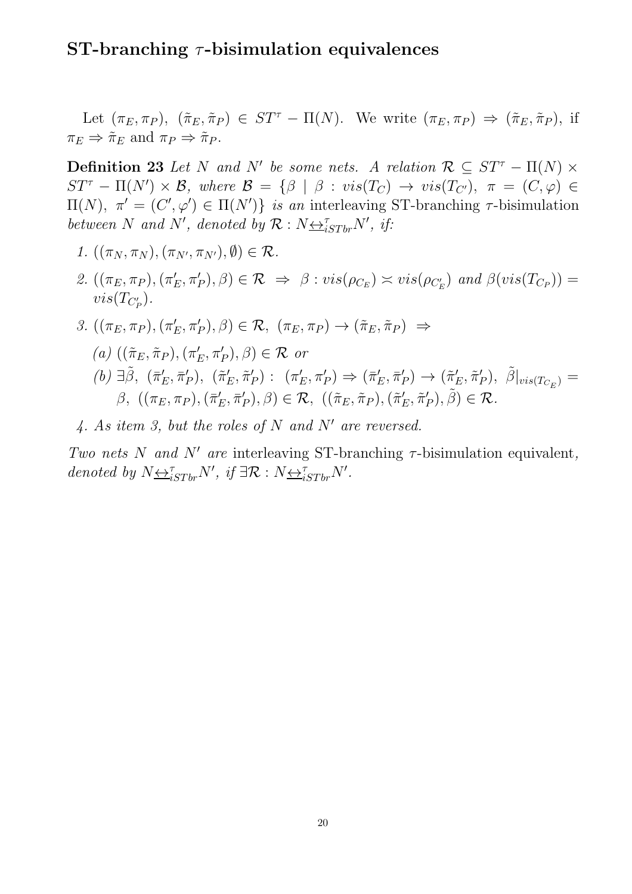## ST-branching $\tau$-bisimulation equivalences

Let $(\pi_E, \pi_P),\ (\tilde{\pi}_E, \tilde{\pi}_P) \in ST^\tau - \Pi(N)$. We write $(\pi_E, \pi_P) \Rightarrow (\tilde{\pi}_E, \tilde{\pi}_P)$, if $\pi_E \Rightarrow \tilde{\pi}_E$ and $\pi_P \Rightarrow \tilde{\pi}_P$.

**Definition 23** *Let $N$ and $N'$ be some nets. A relation $\mathcal{R} \subseteq ST^\tau - \Pi(N) \times ST^\tau - \Pi(N') \times \mathcal{B}$, where $\mathcal{B} = \{\beta \mid \beta : vis(T_C) \to vis(T_{C'}),\ \pi = (C, \varphi) \in \Pi(N),\ \pi' = (C', \varphi') \in \Pi(N')\}$ is an* interleaving ST-branching $\tau$-bisimulation *between $N$ and $N'$, denoted by $\mathcal{R} : N \underline{\leftrightarrow}^\tau_{iSTbr} N'$, if:*

1. $((\pi_N, \pi_N), (\pi_{N'}, \pi_{N'}), \emptyset) \in \mathcal{R}$.
2. $((\pi_E, \pi_P), (\pi'_E, \pi'_P), \beta) \in \mathcal{R} \ \Rightarrow\ \beta : vis(\rho_{C_E}) \asymp vis(\rho_{C'_E})$ *and* $\beta(vis(T_{C_P})) = vis(T_{C'_P})$.
3. $((\pi_E, \pi_P), (\pi'_E, \pi'_P), \beta) \in \mathcal{R},\ (\pi_E, \pi_P) \to (\tilde{\pi}_E, \tilde{\pi}_P)\ \Rightarrow$
   (a) $((\tilde{\pi}_E, \tilde{\pi}_P), (\pi'_E, \pi'_P), \beta) \in \mathcal{R}$ *or*
   (b) $\exists \tilde{\beta},\ (\bar{\pi}'_E, \bar{\pi}'_P),\ (\tilde{\pi}'_E, \tilde{\pi}'_P) :\ (\pi'_E, \pi'_P) \Rightarrow (\bar{\pi}'_E, \bar{\pi}'_P) \to (\tilde{\pi}'_E, \tilde{\pi}'_P),\ \tilde{\beta}|_{vis(T_{C_E})} = \beta,\ ((\pi_E, \pi_P), (\bar{\pi}'_E, \bar{\pi}'_P), \beta) \in \mathcal{R},\ ((\tilde{\pi}_E, \tilde{\pi}_P), (\tilde{\pi}'_E, \tilde{\pi}'_P), \tilde{\beta}) \in \mathcal{R}$.
4. *As item 3, but the roles of $N$ and $N'$ are reversed.*

*Two nets $N$ and $N'$ are* interleaving ST-branching $\tau$-bisimulation equivalent*, denoted by $N \underline{\leftrightarrow}^\tau_{iSTbr} N'$, if $\exists \mathcal{R} : N \underline{\leftrightarrow}^\tau_{iSTbr} N'$.*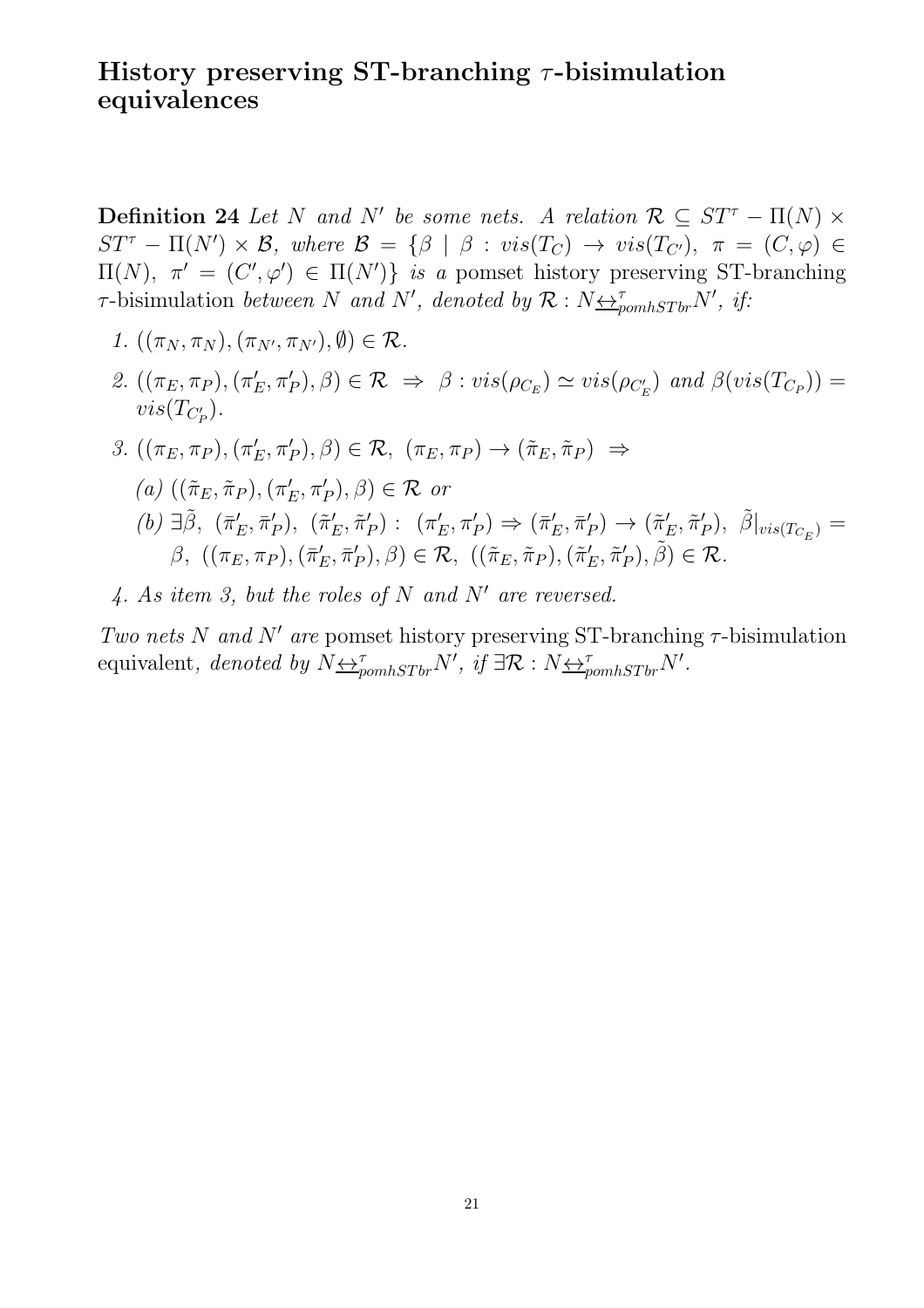## History preserving ST-branching $\tau$-bisimulation equivalences

**Definition 24** *Let $N$ and $N'$ be some nets. A relation $\mathcal{R} \subseteq ST^\tau - \Pi(N) \times ST^\tau - \Pi(N') \times \mathcal{B}$, where $\mathcal{B} = \{\beta \mid \beta : vis(T_C) \to vis(T_{C'}),\ \pi = (C, \varphi) \in \Pi(N),\ \pi' = (C', \varphi') \in \Pi(N')\}$ is a* pomset history preserving ST-branching $\tau$-bisimulation *between $N$ and $N'$, denoted by $\mathcal{R} : N \underline{\leftrightarrow}^\tau_{pomhSTbr} N'$, if:*

1. $((\pi_N, \pi_N), (\pi_{N'}, \pi_{N'}), \emptyset) \in \mathcal{R}$.
2. $((\pi_E, \pi_P), (\pi'_E, \pi'_P), \beta) \in \mathcal{R}\ \Rightarrow\ \beta : vis(\rho_{C_E}) \simeq vis(\rho_{C'_E})$ *and* $\beta(vis(T_{C_P})) = vis(T_{C'_P})$.
3. $((\pi_E, \pi_P), (\pi'_E, \pi'_P), \beta) \in \mathcal{R},\ (\pi_E, \pi_P) \to (\tilde{\pi}_E, \tilde{\pi}_P)\ \Rightarrow$
   (a) $((\tilde{\pi}_E, \tilde{\pi}_P), (\pi'_E, \pi'_P), \beta) \in \mathcal{R}$ *or*
   (b) $\exists \tilde{\beta},\ (\bar{\pi}'_E, \bar{\pi}'_P),\ (\tilde{\pi}'_E, \tilde{\pi}'_P) :\ (\pi'_E, \pi'_P) \Rightarrow (\bar{\pi}'_E, \bar{\pi}'_P) \to (\tilde{\pi}'_E, \tilde{\pi}'_P),\ \tilde{\beta}|_{vis(T_{C_E})} = \beta,\ ((\pi_E, \pi_P), (\bar{\pi}'_E, \bar{\pi}'_P), \beta) \in \mathcal{R},\ ((\tilde{\pi}_E, \tilde{\pi}_P), (\tilde{\pi}'_E, \tilde{\pi}'_P), \tilde{\beta}) \in \mathcal{R}$.
4. *As item 3, but the roles of $N$ and $N'$ are reversed.*

*Two nets $N$ and $N'$ are* pomset history preserving ST-branching $\tau$-bisimulation equivalent*, denoted by $N \underline{\leftrightarrow}^\tau_{pomhSTbr} N'$, if $\exists \mathcal{R} : N \underline{\leftrightarrow}^\tau_{pomhSTbr} N'$.*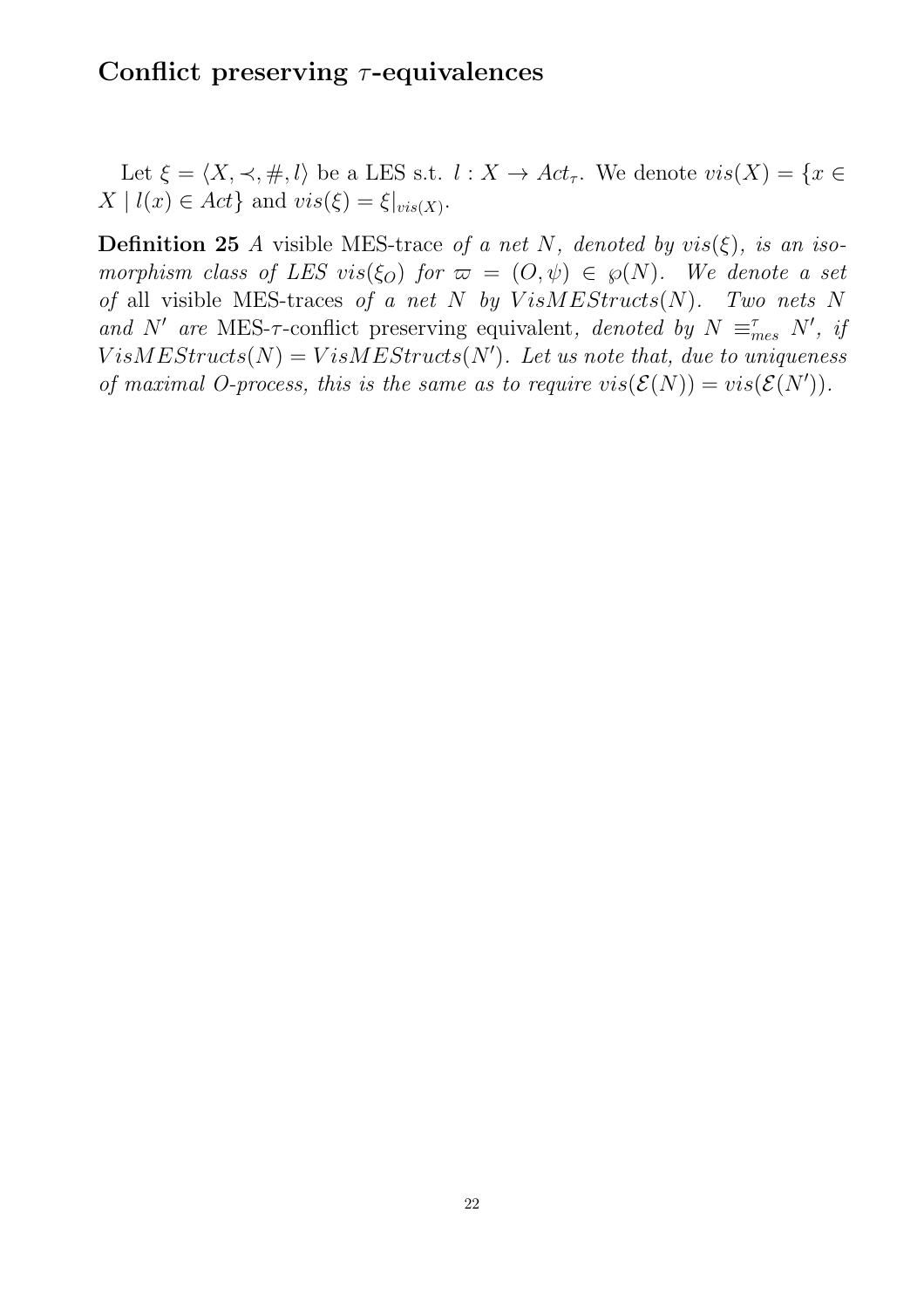## Conflict preserving $\tau$-equivalences

Let $\xi = \langle X, \prec, \#, l \rangle$ be a LES s.t. $l : X \to Act_\tau$. We denote $vis(X) = \{x \in X \mid l(x) \in Act\}$ and $vis(\xi) = \xi|_{vis(X)}$.

**Definition 25** *A* visible MES-trace *of a net $N$, denoted by $vis(\xi)$, is an isomorphism class of LES $vis(\xi_O)$ for $\varpi = (O, \psi) \in \wp(N)$. We denote a set of* all visible MES-traces *of a net $N$ by $VisMEStructs(N)$. Two nets $N$ and $N'$ are* MES-$\tau$-conflict preserving equivalent*, denoted by $N \equiv^\tau_{mes} N'$, if $VisMEStructs(N) = VisMEStructs(N')$. Let us note that, due to uniqueness of maximal O-process, this is the same as to require $vis(\mathcal{E}(N)) = vis(\mathcal{E}(N'))$.*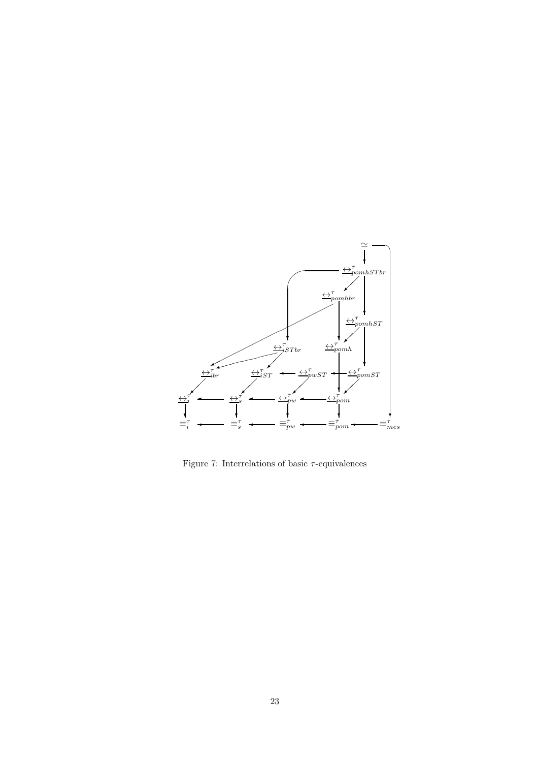$\simeq$

$\underline{\leftrightarrow}^{\tau}_{pomhSTbr}$

$\underline{\leftrightarrow}^{\tau}_{pomhbr}$

$\underline{\leftrightarrow}^{\tau}_{pomhST}$

$\underline{\leftrightarrow}^{\tau}_{iSTbr}$

$\underline{\leftrightarrow}^{\tau}_{pomh}$

$\underline{\leftrightarrow}^{\tau}_{ibr}$

$\underline{\leftrightarrow}^{\tau}_{iST}$

$\underline{\leftrightarrow}^{\tau}_{pwST}$

$\underline{\leftrightarrow}^{\tau}_{pomST}$

$\underline{\leftrightarrow}^{\tau}_{i}$

$\underline{\leftrightarrow}^{\tau}_{s}$

$\underline{\leftrightarrow}^{\tau}_{pw}$

$\underline{\leftrightarrow}^{\tau}_{pom}$

$\equiv^{\tau}_{i}$

$\equiv^{\tau}_{s}$

$\equiv^{\tau}_{pw}$

$\equiv^{\tau}_{pom}$

$\equiv^{\tau}_{mes}$

Figure 7: Interrelations of basic $\tau$-equivalences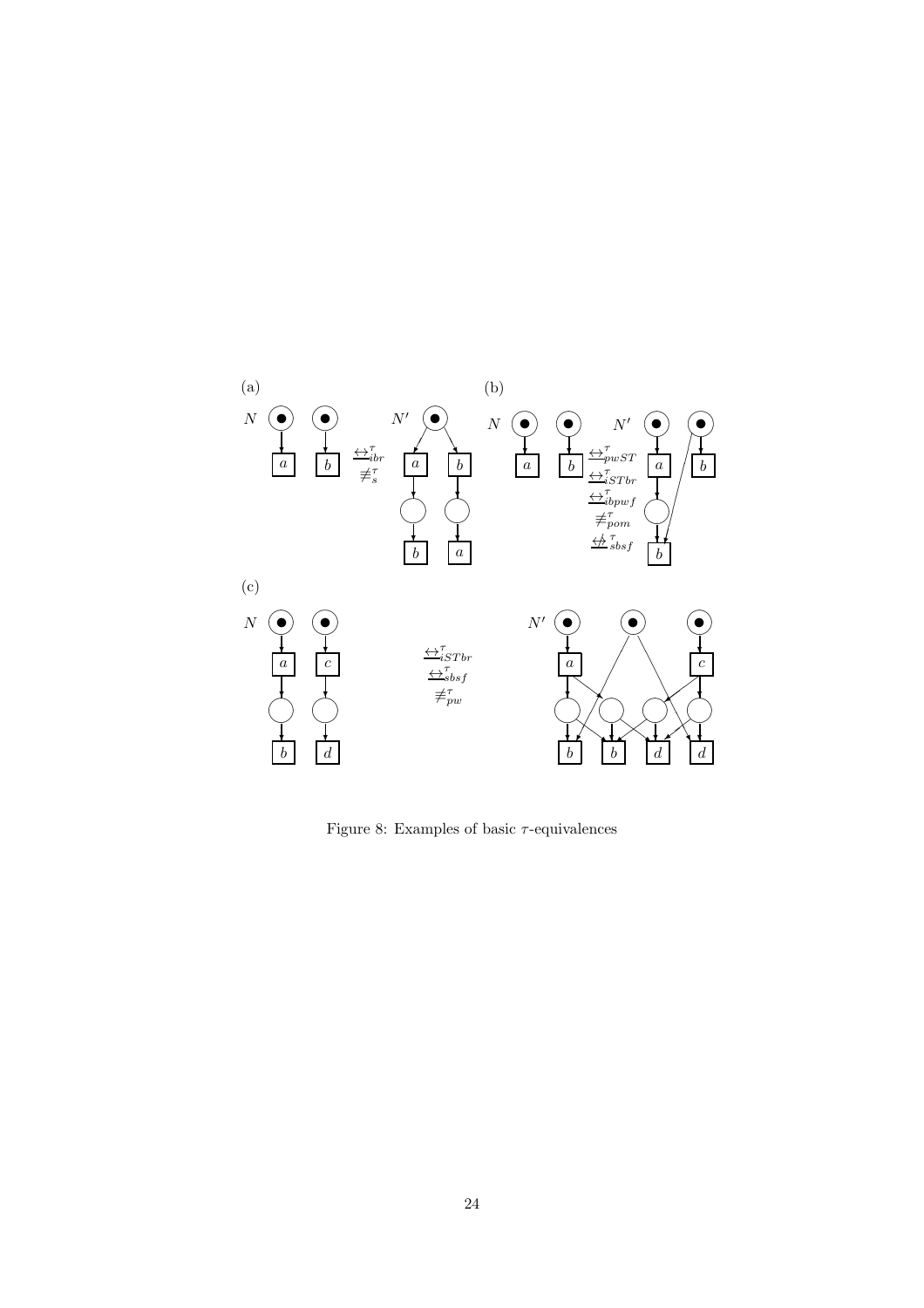(a)

$N$

$a$ $b$

$\underline{\leftrightarrow}^{\tau}_{ibr}$

$\not\equiv^{\tau}_{s}$

$N'$

$a$ $b$

$b$ $a$

(b)

$N$

$a$ $b$

$\underline{\leftrightarrow}^{\tau}_{pwST}$

$\underline{\leftrightarrow}^{\tau}_{iSTbr}$

$\underline{\leftrightarrow}^{\tau}_{ibpwf}$

$\not\equiv^{\tau}_{pom}$

$\underline{\not\leftrightarrow}^{\tau}_{sbsf}$

$N'$

$a$ $b$

$b$

(c)

$N$

$a$ $c$

$b$ $d$

$\underline{\leftrightarrow}^{\tau}_{iSTbr}$

$\underline{\leftrightarrow}^{\tau}_{sbsf}$

$\not\equiv^{\tau}_{pw}$

$N'$

$a$ $c$

$b$ $b$ $d$ $d$

Figure 8: Examples of basic $\tau$-equivalences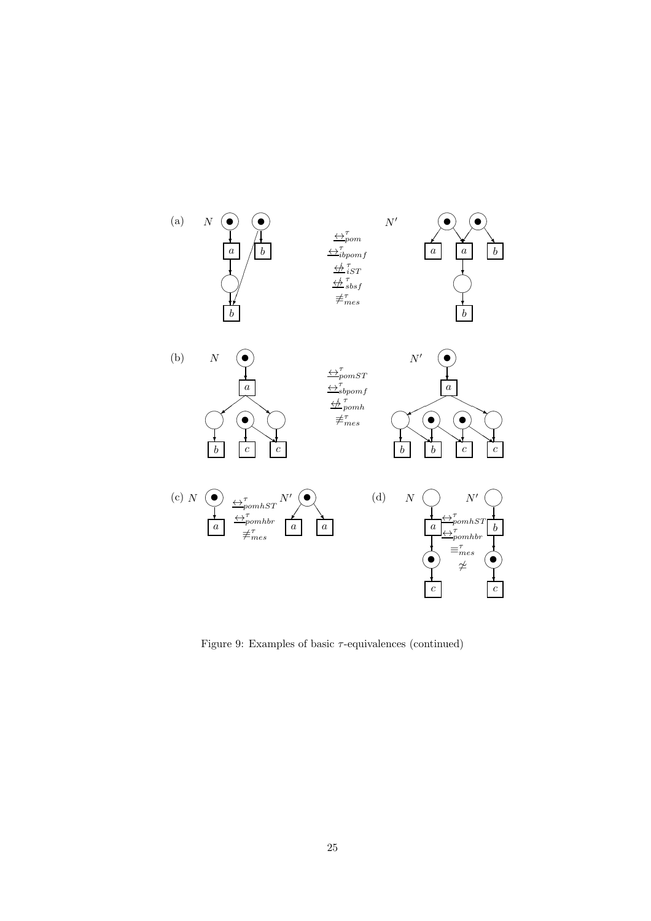(a) $N$ $N'$

$\underline{\leftrightarrow}^{\tau}_{pom}$
$\underline{\leftrightarrow}^{\tau}_{ibpomf}$
$\not\underline{\leftrightarrow}^{\tau}_{iST}$
$\not\underline{\leftrightarrow}^{\tau}_{sbsf}$
$\not\equiv^{\tau}_{mes}$

(b) $N$ $N'$

$\underline{\leftrightarrow}^{\tau}_{pomST}$
$\underline{\leftrightarrow}^{\tau}_{sbpomf}$
$\not\underline{\leftrightarrow}^{\tau}_{pomh}$
$\not\equiv^{\tau}_{mes}$

(c) $N$ $N'$

$\underline{\leftrightarrow}^{\tau}_{pomhST}$
$\underline{\leftrightarrow}^{\tau}_{pomhbr}$
$\not\equiv^{\tau}_{mes}$

(d) $N$ $N'$

$\underline{\leftrightarrow}^{\tau}_{pomhST}$
$\underline{\leftrightarrow}^{\tau}_{pomhbr}$
$\equiv^{\tau}_{mes}$
$\not\simeq$

Figure 9: Examples of basic $\tau$-equivalences (continued)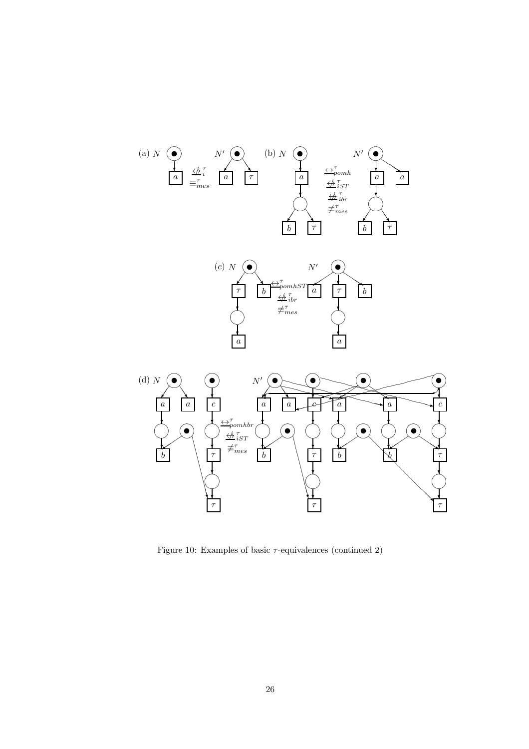(a) $N$ $\underline{\not\leftrightarrow}_i^\tau$ $\equiv_{mes}^\tau$ $N'$

(b) $N$ $\underline{\leftrightarrow}_{pomh}^\tau$ $\underline{\not\leftrightarrow}_{iST}^\tau$ $\underline{\not\leftrightarrow}_{ibr}^\tau$ $\not\equiv_{mes}^\tau$ $N'$

(c) $N$ $\leftrightarrow_{pomhST}^\tau$ $\underline{\not\leftrightarrow}_{ibr}^\tau$ $\not\equiv_{mes}^\tau$ $N'$

(d) $N$ $\underline{\leftrightarrow}_{pomhbr}^\tau$ $\underline{\not\leftrightarrow}_{iST}^\tau$ $\not\equiv_{mes}^\tau$ $N'$

Figure 10: Examples of basic $\tau$-equivalences (continued 2)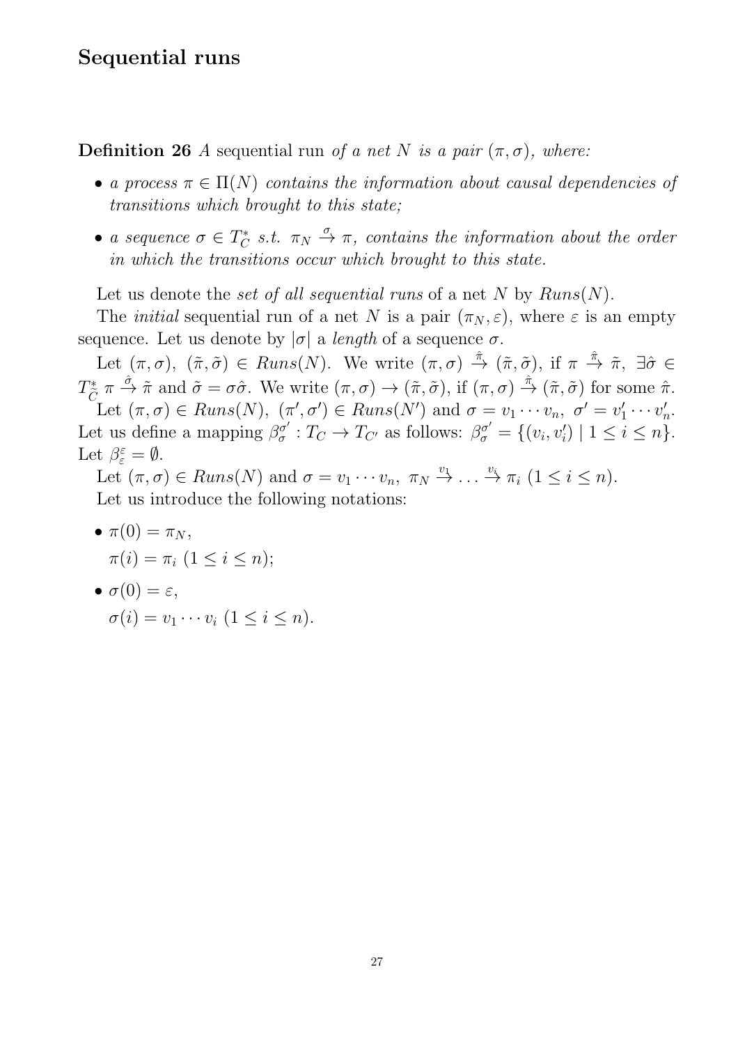## Sequential runs

**Definition 26** *A* sequential run *of a net $N$ is a pair $(\pi, \sigma)$, where:*

- *a process $\pi \in \Pi(N)$ contains the information about causal dependencies of transitions which brought to this state;*
- *a sequence $\sigma \in T_C^*$ s.t. $\pi_N \xrightarrow{\sigma} \pi$, contains the information about the order in which the transitions occur which brought to this state.*

Let us denote the *set of all sequential runs* of a net $N$ by $Runs(N)$.

The *initial* sequential run of a net $N$ is a pair $(\pi_N, \varepsilon)$, where $\varepsilon$ is an empty sequence. Let us denote by $|\sigma|$ a *length* of a sequence $\sigma$.

Let $(\pi, \sigma),\ (\tilde{\pi}, \tilde{\sigma}) \in Runs(N)$. We write $(\pi, \sigma) \xrightarrow{\hat{\pi}} (\tilde{\pi}, \tilde{\sigma})$, if $\pi \xrightarrow{\hat{\pi}} \tilde{\pi}$, $\exists \hat{\sigma} \in T_{\hat{C}}^*\ \pi \xrightarrow{\hat{\sigma}} \tilde{\pi}$ and $\tilde{\sigma} = \sigma\hat{\sigma}$. We write $(\pi, \sigma) \rightarrow (\tilde{\pi}, \tilde{\sigma})$, if $(\pi, \sigma) \xrightarrow{\hat{\pi}} (\tilde{\pi}, \tilde{\sigma})$ for some $\hat{\pi}$.

Let $(\pi, \sigma) \in Runs(N),\ (\pi', \sigma') \in Runs(N')$ and $\sigma = v_1 \cdots v_n,\ \sigma' = v_1' \cdots v_n'$. Let us define a mapping $\beta_\sigma^{\sigma'} : T_C \to T_{C'}$ as follows: $\beta_\sigma^{\sigma'} = \{(v_i, v_i') \mid 1 \le i \le n\}$. Let $\beta_\varepsilon^\varepsilon = \emptyset$.

Let $(\pi, \sigma) \in Runs(N)$ and $\sigma = v_1 \cdots v_n,\ \pi_N \xrightarrow{v_1} \ldots \xrightarrow{v_i} \pi_i\ (1 \le i \le n)$.

Let us introduce the following notations:

- $\pi(0) = \pi_N$,

  $\pi(i) = \pi_i\ (1 \le i \le n)$;
- $\sigma(0) = \varepsilon$,

  $\sigma(i) = v_1 \cdots v_i\ (1 \le i \le n)$.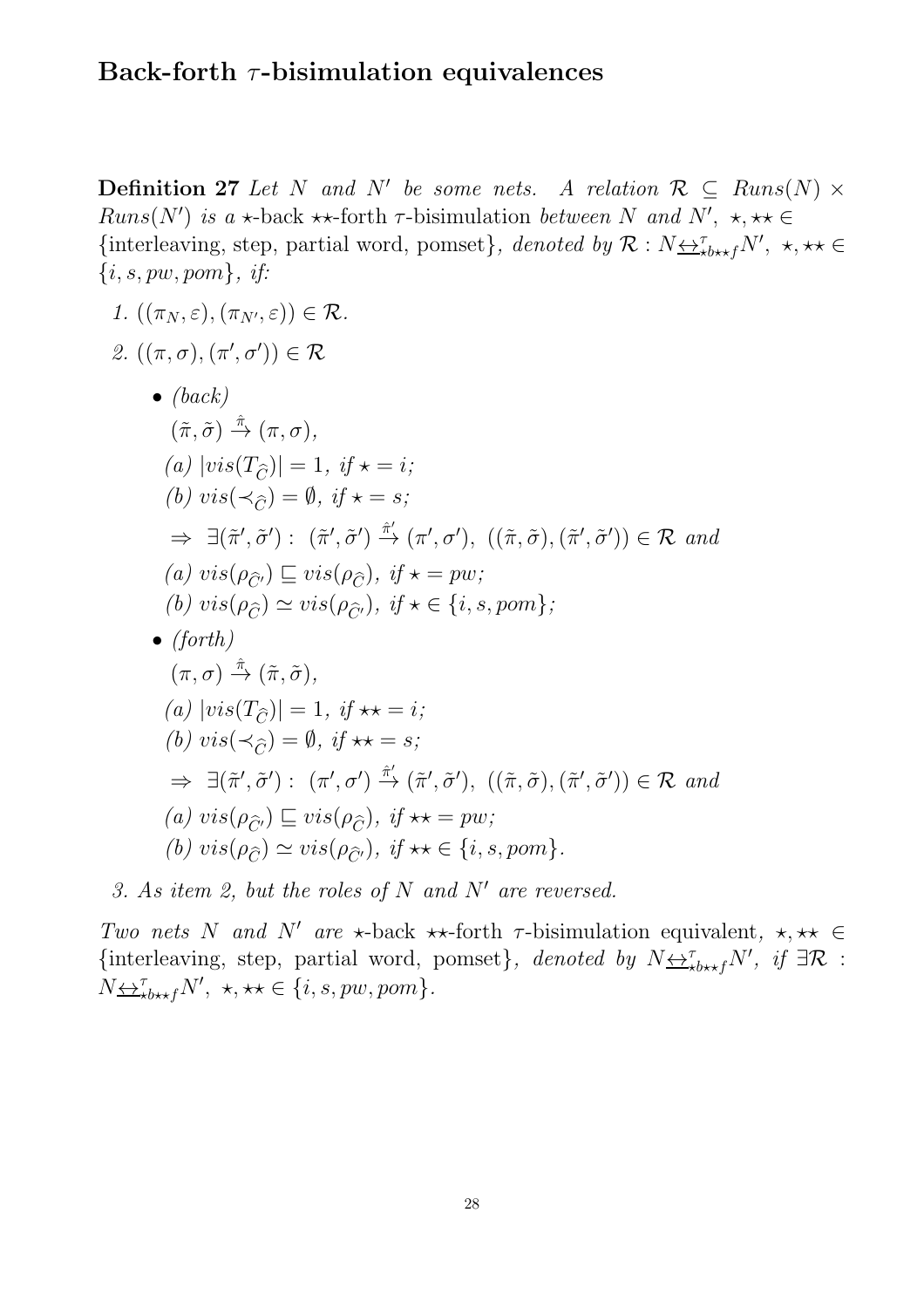## Back-forth $\tau$-bisimulation equivalences

**Definition 27** *Let $N$ and $N'$ be some nets. A relation $\mathcal{R} \subseteq Runs(N) \times Runs(N')$ is a $\star$-*back *$\star\star$-*forth *$\tau$-*bisimulation *between $N$ and $N'$, $\star, \star\star \in$ {*interleaving, step, partial word, pomset*}, denoted by $\mathcal{R} : N \underline{\leftrightarrow}^{\tau}_{\star b \star\star f} N'$, $\star, \star\star \in \{i, s, pw, pom\}$, if:*

1. $((\pi_N, \varepsilon), (\pi_{N'}, \varepsilon)) \in \mathcal{R}$.
2. $((\pi, \sigma), (\pi', \sigma')) \in \mathcal{R}$
   - *(back)*
     $(\tilde{\pi}, \tilde{\sigma}) \xrightarrow{\hat{\pi}} (\pi, \sigma)$,
     *(a)* $|vis(T_{\widehat{C}})| = 1$, *if* $\star = i$;
     *(b)* $vis(\prec_{\widehat{C}}) = \emptyset$, *if* $\star = s$;
     $\Rightarrow\ \exists (\tilde{\pi}', \tilde{\sigma}') :\ (\tilde{\pi}', \tilde{\sigma}') \xrightarrow{\hat{\pi}'} (\pi', \sigma'),\ ((\tilde{\pi}, \tilde{\sigma}), (\tilde{\pi}', \tilde{\sigma}')) \in \mathcal{R}$ *and*
     *(a)* $vis(\rho_{\widehat{C}'}) \sqsubseteq vis(\rho_{\widehat{C}})$, *if* $\star = pw$;
     *(b)* $vis(\rho_{\widehat{C}}) \simeq vis(\rho_{\widehat{C}'})$, *if* $\star \in \{i, s, pom\}$;
   - *(forth)*
     $(\pi, \sigma) \xrightarrow{\hat{\pi}} (\tilde{\pi}, \tilde{\sigma})$,
     *(a)* $|vis(T_{\widehat{C}})| = 1$, *if* $\star\star = i$;
     *(b)* $vis(\prec_{\widehat{C}}) = \emptyset$, *if* $\star\star = s$;
     $\Rightarrow\ \exists (\tilde{\pi}', \tilde{\sigma}') :\ (\pi', \sigma') \xrightarrow{\hat{\pi}'} (\tilde{\pi}', \tilde{\sigma}'),\ ((\tilde{\pi}, \tilde{\sigma}), (\tilde{\pi}', \tilde{\sigma}')) \in \mathcal{R}$ *and*
     *(a)* $vis(\rho_{\widehat{C}'}) \sqsubseteq vis(\rho_{\widehat{C}})$, *if* $\star\star = pw$;
     *(b)* $vis(\rho_{\widehat{C}}) \simeq vis(\rho_{\widehat{C}'})$, *if* $\star\star \in \{i, s, pom\}$.
3. *As item 2, but the roles of $N$ and $N'$ are reversed.*

*Two nets $N$ and $N'$ are $\star$-*back *$\star\star$-*forth *$\tau$-*bisimulation equivalent*, $\star, \star\star \in$ {*interleaving, step, partial word, pomset*}, denoted by $N \underline{\leftrightarrow}^{\tau}_{\star b \star\star f} N'$, if $\exists \mathcal{R} : N \underline{\leftrightarrow}^{\tau}_{\star b \star\star f} N'$, $\star, \star\star \in \{i, s, pw, pom\}$.*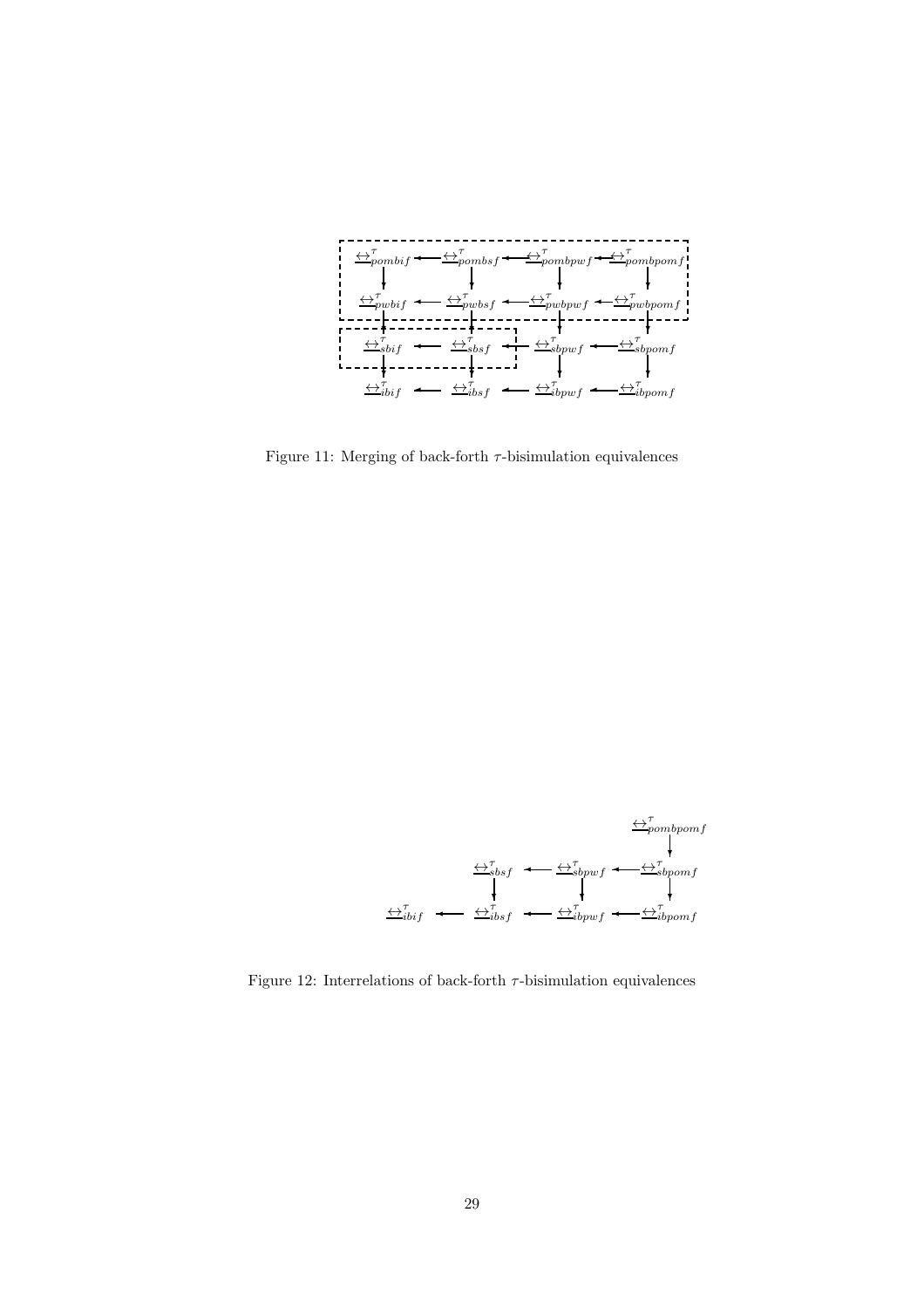$\underline{\leftrightarrow}^{\tau}_{pombif}$ $\underline{\leftrightarrow}^{\tau}_{pombsf}$ $\underline{\leftrightarrow}^{\tau}_{pombpwf}$ $\underline{\leftrightarrow}^{\tau}_{pombpomf}$

$\underline{\leftrightarrow}^{\tau}_{pwbif}$ $\underline{\leftrightarrow}^{\tau}_{pwbsf}$ $\underline{\leftrightarrow}^{\tau}_{pwbpwf}$ $\underline{\leftrightarrow}^{\tau}_{pwbpomf}$

$\underline{\leftrightarrow}^{\tau}_{sbif}$ $\underline{\leftrightarrow}^{\tau}_{sbsf}$ $\underline{\leftrightarrow}^{\tau}_{sbpwf}$ $\underline{\leftrightarrow}^{\tau}_{sbpomf}$

$\underline{\leftrightarrow}^{\tau}_{ibif}$ $\underline{\leftrightarrow}^{\tau}_{ibsf}$ $\underline{\leftrightarrow}^{\tau}_{ibpwf}$ $\underline{\leftrightarrow}^{\tau}_{ibpomf}$

Figure 11: Merging of back-forth $\tau$-bisimulation equivalences

$\underline{\leftrightarrow}^{\tau}_{pombpomf}$

$\underline{\leftrightarrow}^{\tau}_{sbsf}$ $\underline{\leftrightarrow}^{\tau}_{sbpwf}$ $\underline{\leftrightarrow}^{\tau}_{sbpomf}$

$\underline{\leftrightarrow}^{\tau}_{ibif}$ $\underline{\leftrightarrow}^{\tau}_{ibsf}$ $\underline{\leftrightarrow}^{\tau}_{ibpwf}$ $\underline{\leftrightarrow}^{\tau}_{ibpomf}$

Figure 12: Interrelations of back-forth $\tau$-bisimulation equivalences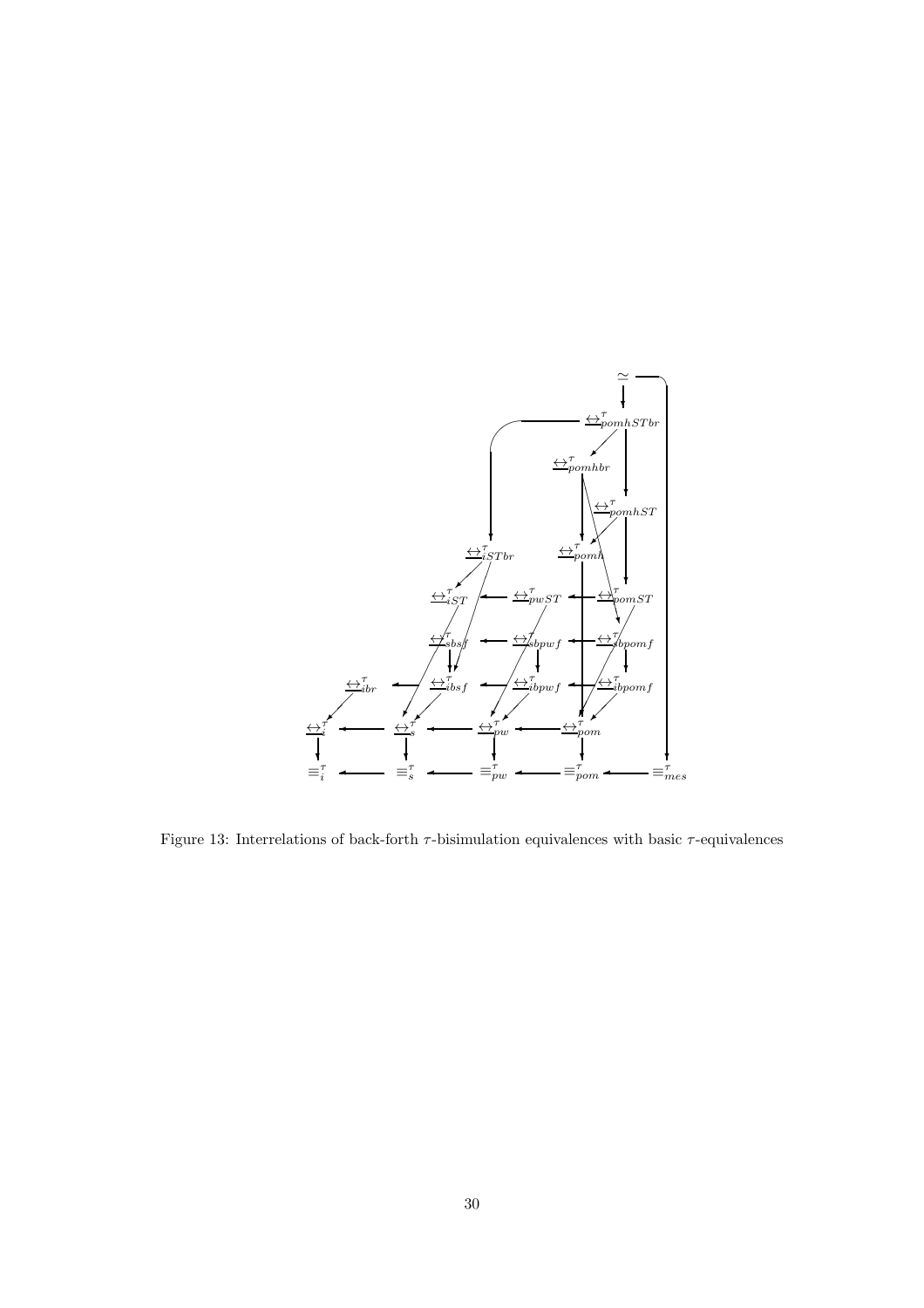$\simeq$

$\underline{\leftrightarrow}^{\tau}_{pomhSTbr}$

$\underline{\leftrightarrow}^{\tau}_{pomhbr}$

$\underline{\leftrightarrow}^{\tau}_{pomhST}$

$\underline{\leftrightarrow}^{\tau}_{iSTbr}$ $\underline{\leftrightarrow}^{\tau}_{pomh}$

$\underline{\leftrightarrow}^{\tau}_{iST}$ $\underline{\leftrightarrow}^{\tau}_{pwST}$ $\underline{\leftrightarrow}^{\tau}_{pomST}$

$\underline{\leftrightarrow}^{\tau}_{sbsf}$ $\underline{\leftrightarrow}^{\tau}_{sbpwf}$ $\underline{\leftrightarrow}^{\tau}_{sbpomf}$

$\underline{\leftrightarrow}^{\tau}_{ibr}$ $\underline{\leftrightarrow}^{\tau}_{ibsf}$ $\underline{\leftrightarrow}^{\tau}_{ibpwf}$ $\underline{\leftrightarrow}^{\tau}_{ibpomf}$

$\underline{\leftrightarrow}^{\tau}_{i}$ $\underline{\leftrightarrow}^{\tau}_{s}$ $\underline{\leftrightarrow}^{\tau}_{pw}$ $\underline{\leftrightarrow}^{\tau}_{pom}$

$\equiv^{\tau}_{i}$ $\equiv^{\tau}_{s}$ $\equiv^{\tau}_{pw}$ $\equiv^{\tau}_{pom}$ $\equiv^{\tau}_{mes}$

Figure 13: Interrelations of back-forth $\tau$-bisimulation equivalences with basic $\tau$-equivalences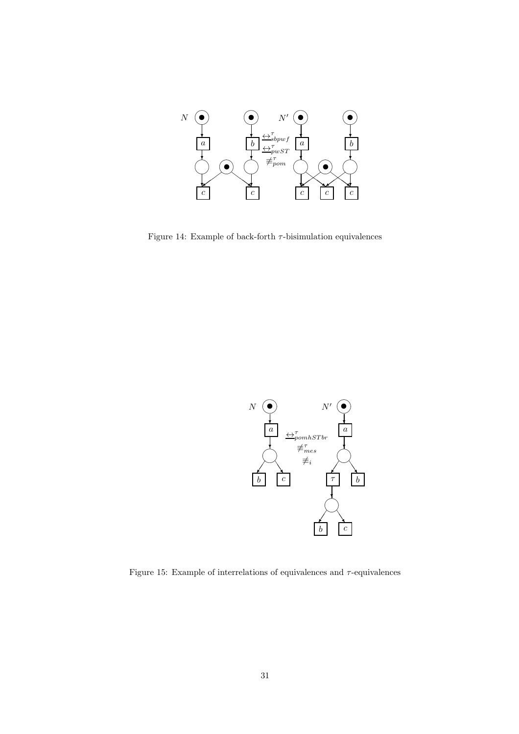$N$

$N'$

$\underline{\leftrightarrow}^{\tau}_{sbpwf}$

$\underline{\leftrightarrow}^{\tau}_{pwST}$

$\not\equiv^{\tau}_{pom}$

Figure 14: Example of back-forth $\tau$-bisimulation equivalences

$N$

$N'$

$\underline{\leftrightarrow}^{\tau}_{pomhSTbr}$

$\not\equiv^{\tau}_{mes}$

$\not\equiv_{i}$

Figure 15: Example of interrelations of equivalences and $\tau$-equivalences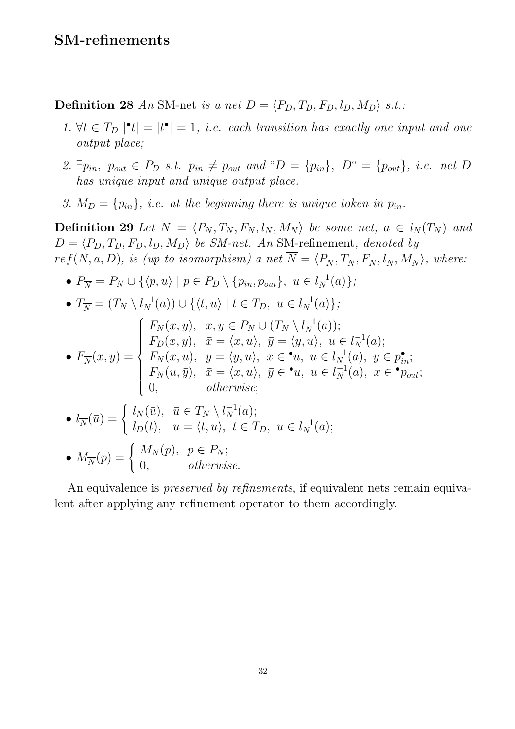## SM-refinements

**Definition 28** *An* SM-net *is a net* $D = \langle P_D, T_D, F_D, l_D, M_D \rangle$ *s.t.:*

1. $\forall t \in T_D \; |{}^\bullet t| = |t^\bullet| = 1$*, i.e. each transition has exactly one input and one output place;*
2. $\exists p_{in},\; p_{out} \in P_D$ *s.t.* $p_{in} \neq p_{out}$ *and* ${}^\circ D = \{p_{in}\},\; D^\circ = \{p_{out}\}$*, i.e. net* $D$ *has unique input and unique output place.*
3. $M_D = \{p_{in}\}$*, i.e. at the beginning there is unique token in* $p_{in}$*.*

**Definition 29** *Let* $N = \langle P_N, T_N, F_N, l_N, M_N \rangle$ *be some net,* $a \in l_N(T_N)$ *and* $D = \langle P_D, T_D, F_D, l_D, M_D \rangle$ *be SM-net. An* SM-refinement*, denoted by* $ref(N, a, D)$*, is (up to isomorphism) a net* $\overline{N} = \langle P_{\overline{N}}, T_{\overline{N}}, F_{\overline{N}}, l_{\overline{N}}, M_{\overline{N}} \rangle$*, where:*

- $P_{\overline{N}} = P_N \cup \{\langle p, u \rangle \mid p \in P_D \setminus \{p_{in}, p_{out}\},\; u \in l_N^{-1}(a)\}$;
- $T_{\overline{N}} = (T_N \setminus l_N^{-1}(a)) \cup \{\langle t, u \rangle \mid t \in T_D,\; u \in l_N^{-1}(a)\}$;
- $F_{\overline{N}}(\bar{x}, \bar{y}) = \begin{cases} F_N(\bar{x}, \bar{y}), & \bar{x}, \bar{y} \in P_N \cup (T_N \setminus l_N^{-1}(a)); \\ F_D(x, y), & \bar{x} = \langle x, u \rangle,\; \bar{y} = \langle y, u \rangle,\; u \in l_N^{-1}(a); \\ F_N(\bar{x}, u), & \bar{y} = \langle y, u \rangle,\; \bar{x} \in {}^\bullet u,\; u \in l_N^{-1}(a),\; y \in p_{in}^\bullet; \\ F_N(u, \bar{y}), & \bar{x} = \langle x, u \rangle,\; \bar{y} \in {}^\bullet u,\; u \in l_N^{-1}(a),\; x \in {}^\bullet p_{out}; \\ 0, & otherwise; \end{cases}$
- $l_{\overline{N}}(\bar{u}) = \begin{cases} l_N(\bar{u}), & \bar{u} \in T_N \setminus l_N^{-1}(a); \\ l_D(t), & \bar{u} = \langle t, u \rangle,\; t \in T_D,\; u \in l_N^{-1}(a); \end{cases}$
- $M_{\overline{N}}(p) = \begin{cases} M_N(p), & p \in P_N; \\ 0, & otherwise. \end{cases}$

An equivalence is *preserved by refinements*, if equivalent nets remain equivalent after applying any refinement operator to them accordingly.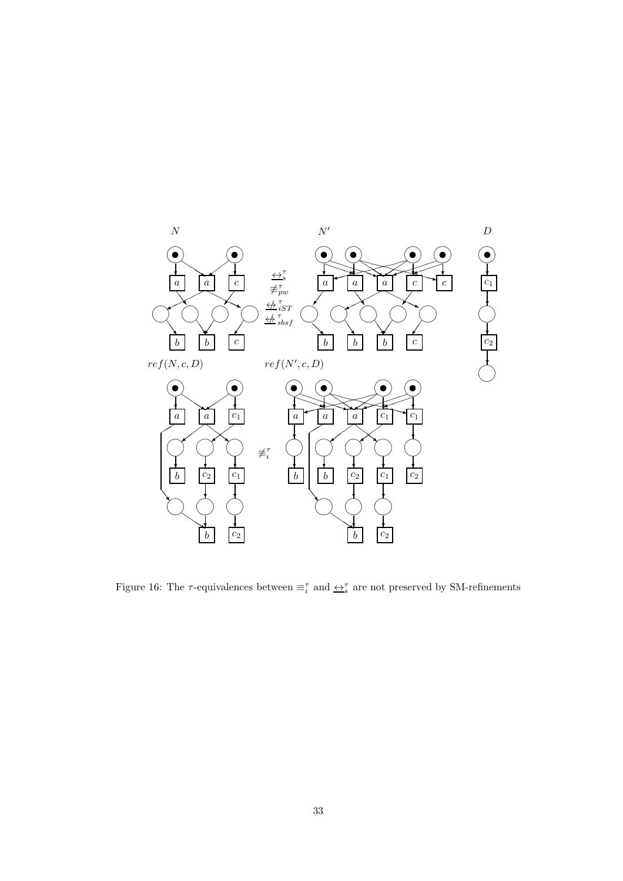$N$

$N'$

$D$

$\underline{\leftrightarrow}_s^\tau$

$\not\equiv_{pw}^\tau$

$\underline{\not\leftrightarrow}_{iST}^\tau$

$\underline{\not\leftrightarrow}_{sbsf}^\tau$

$ref(N, c, D)$

$ref(N', c, D)$

$\not\equiv_i^\tau$

Figure 16: The $\tau$-equivalences between $\equiv_i^\tau$ and $\underline{\leftrightarrow}_s^\tau$ are not preserved by SM-refinements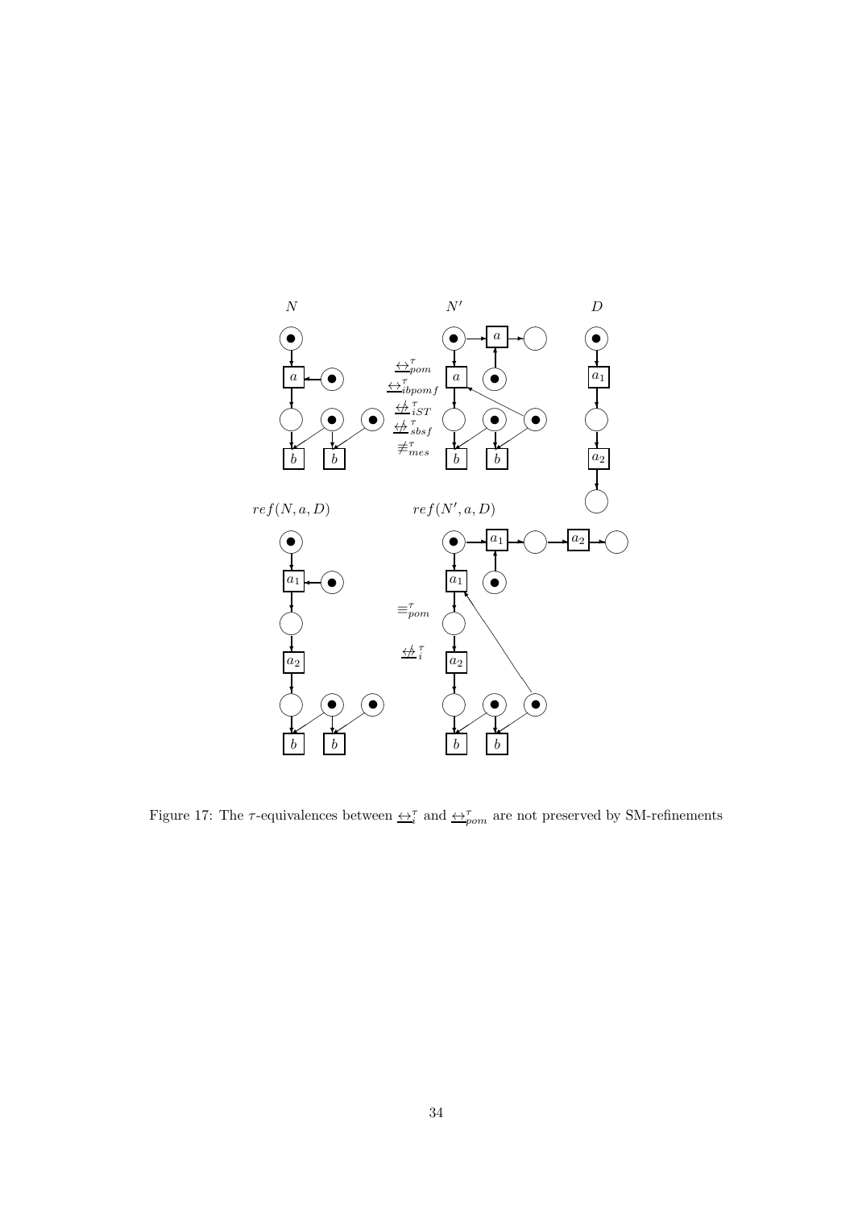$N$

$N'$

$D$

$\underline{\leftrightarrow}^{\tau}_{pom}$

$\underline{\leftrightarrow}^{\tau}_{ibpomf}$

$\underline{\not\leftrightarrow}^{\tau}_{iST}$

$\underline{\not\leftrightarrow}^{\tau}_{sbsf}$

$\not\equiv^{\tau}_{mes}$

$a$

$b$

$a_1$

$a_2$

$ref(N, a, D)$

$ref(N', a, D)$

$\equiv^{\tau}_{pom}$

$\underline{\not\leftrightarrow}^{\tau}_{i}$

Figure 17: The $\tau$-equivalences between $\underline{\leftrightarrow}^{\tau}_{i}$ and $\underline{\leftrightarrow}^{\tau}_{pom}$ are not preserved by SM-refinements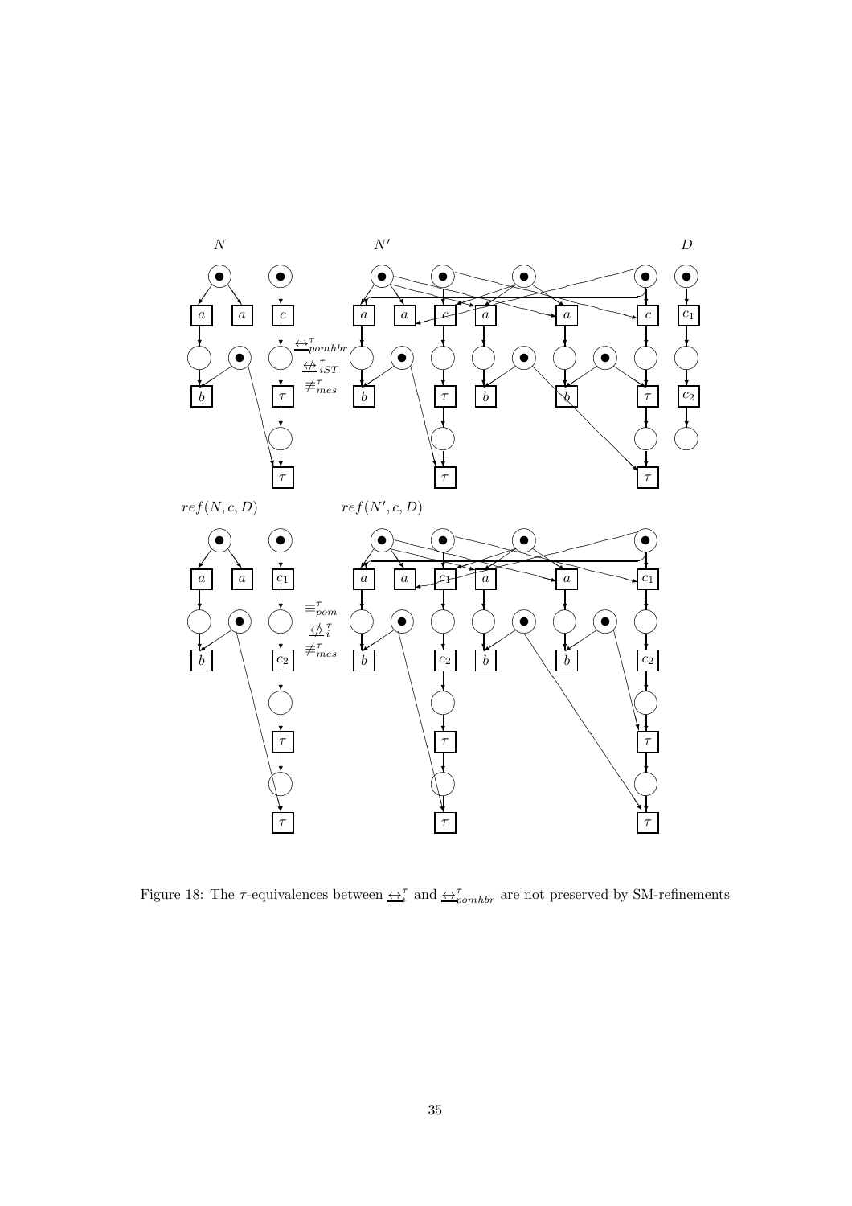$N$

$N'$

$D$

$\underline{\leftrightarrow}^{\tau}_{pomhbr}$

$\underline{\not\leftrightarrow}^{\tau}_{iST}$

$\not\equiv^{\tau}_{mes}$

$ref(N,c,D)$

$ref(N',c,D)$

$\equiv^{\tau}_{pom}$

$\underline{\not\leftrightarrow}^{\tau}_{i}$

$\not\equiv^{\tau}_{mes}$

Figure 18: The $\tau$-equivalences between $\underline{\leftrightarrow}^{\tau}_{i}$ and $\underline{\leftrightarrow}^{\tau}_{pomhbr}$ are not preserved by SM-refinements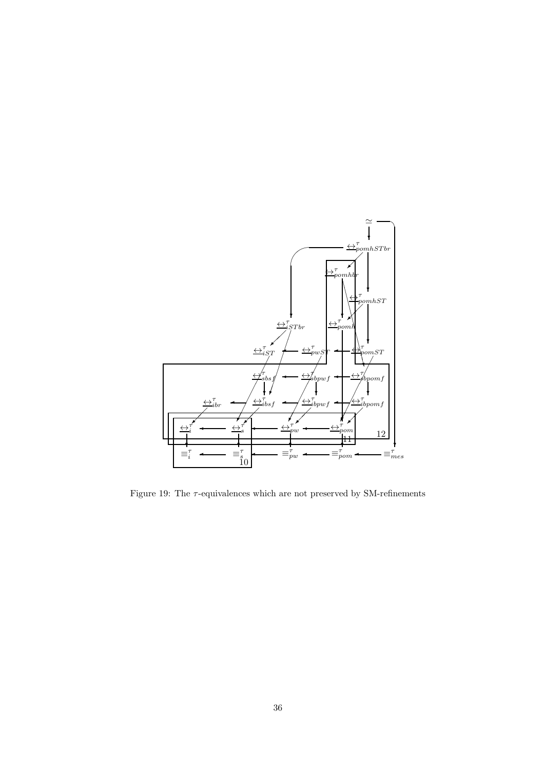$\simeq$

$\underline{\leftrightarrow}^{\tau}_{pomhSTbr}$

$\underline{\leftrightarrow}^{\tau}_{pomhbr}$

$\underline{\leftrightarrow}^{\tau}_{pomhST}$

$\underline{\leftrightarrow}^{\tau}_{iSTbr}$

$\underline{\leftrightarrow}^{\tau}_{pomh}$

$\underline{\leftrightarrow}^{\tau}_{iST}$ $\underline{\leftrightarrow}^{\tau}_{pwST}$ $\underline{\leftrightarrow}^{\tau}_{pomST}$

$\underline{\leftrightarrow}^{\tau}_{sbsf}$ $\underline{\leftrightarrow}^{\tau}_{sbpwf}$ $\underline{\leftrightarrow}^{\tau}_{sbpomf}$

$\underline{\leftrightarrow}^{\tau}_{ibr}$ $\underline{\leftrightarrow}^{\tau}_{ibsf}$ $\underline{\leftrightarrow}^{\tau}_{ibpwf}$ $\underline{\leftrightarrow}^{\tau}_{ibpomf}$

$\underline{\leftrightarrow}^{\tau}_{i}$ $\underline{\leftrightarrow}^{\tau}_{s}$ $\underline{\leftrightarrow}^{\tau}_{pw}$ $\underline{\leftrightarrow}^{\tau}_{pom}$

12

11

$\equiv^{\tau}_{i}$ $\equiv^{\tau}_{s}$ $\equiv^{\tau}_{pw}$ $\equiv^{\tau}_{pom}$ $\equiv^{\tau}_{mes}$

10

Figure 19: The $\tau$-equivalences which are not preserved by SM-refinements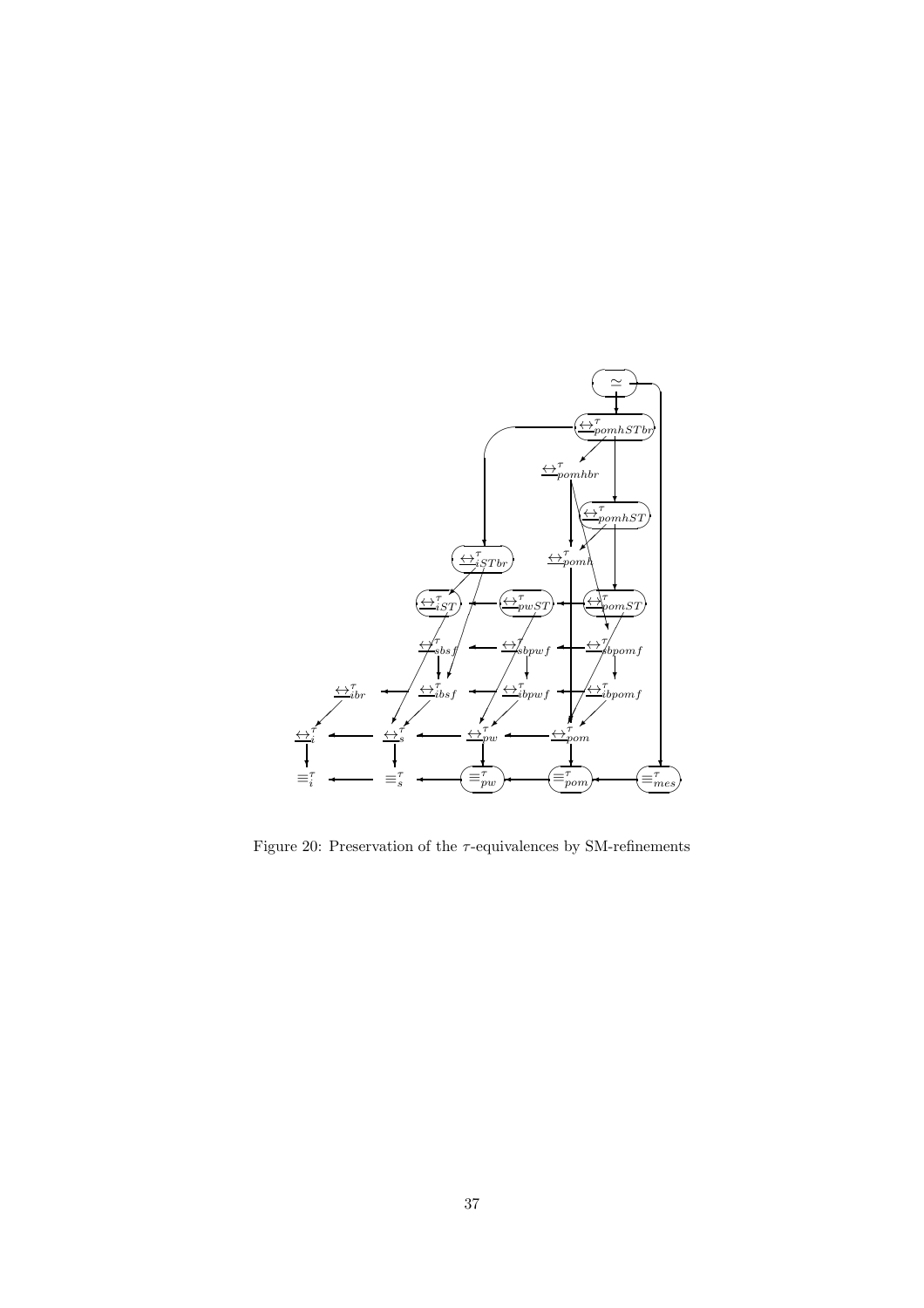$\simeq$

$\underline{\leftrightarrow}^{\tau}_{pomhSTbr}$

$\underline{\leftrightarrow}^{\tau}_{pomhbr}$

$\underline{\leftrightarrow}^{\tau}_{pomhST}$

$\underline{\leftrightarrow}^{\tau}_{iSTbr}$

$\underline{\leftrightarrow}^{\tau}_{pomh}$

$\underline{\leftrightarrow}^{\tau}_{iST}$ $\underline{\leftrightarrow}^{\tau}_{pwST}$ $\underline{\leftrightarrow}^{\tau}_{pomST}$

$\underline{\leftrightarrow}^{\tau}_{sbsf}$ $\underline{\leftrightarrow}^{\tau}_{sbpwf}$ $\underline{\leftrightarrow}^{\tau}_{sbpomf}$

$\underline{\leftrightarrow}^{\tau}_{ibr}$ $\underline{\leftrightarrow}^{\tau}_{ibsf}$ $\underline{\leftrightarrow}^{\tau}_{ibpwf}$ $\underline{\leftrightarrow}^{\tau}_{ibpomf}$

$\underline{\leftrightarrow}^{\tau}_{i}$ $\underline{\leftrightarrow}^{\tau}_{s}$ $\underline{\leftrightarrow}^{\tau}_{pw}$ $\underline{\leftrightarrow}^{\tau}_{pom}$

$\equiv^{\tau}_{i}$ $\equiv^{\tau}_{s}$ $\equiv^{\tau}_{pw}$ $\equiv^{\tau}_{pom}$ $\equiv^{\tau}_{mes}$

Figure 20: Preservation of the $\tau$-equivalences by SM-refinements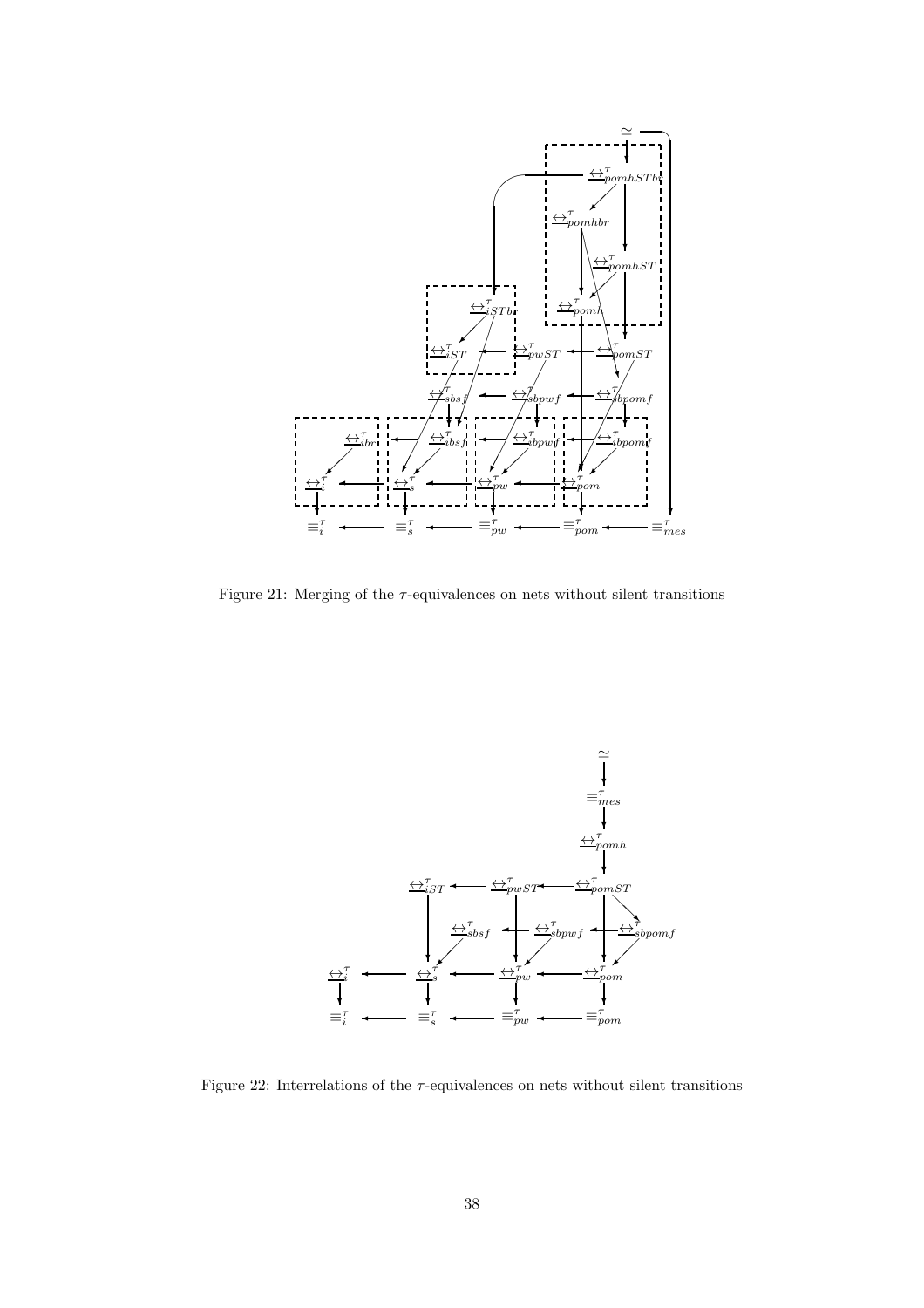$\simeq$

$\underline{\leftrightarrow}^{\tau}_{pomhSTbr}$

$\underline{\leftrightarrow}^{\tau}_{pomhbr}$

$\underline{\leftrightarrow}^{\tau}_{pomhST}$

$\underline{\leftrightarrow}^{\tau}_{iSTbr}$

$\underline{\leftrightarrow}^{\tau}_{pomh}$

$\underline{\leftrightarrow}^{\tau}_{iST}$ $\underline{\leftrightarrow}^{\tau}_{pwST}$ $\underline{\leftrightarrow}^{\tau}_{pomST}$

$\underline{\leftrightarrow}^{\tau}_{sbsf}$ $\underline{\leftrightarrow}^{\tau}_{sbpwf}$ $\underline{\leftrightarrow}^{\tau}_{sbpomf}$

$\underline{\leftrightarrow}^{\tau}_{ibr}$ $\underline{\leftrightarrow}^{\tau}_{ibsf}$ $\underline{\leftrightarrow}^{\tau}_{ibpwf}$ $\underline{\leftrightarrow}^{\tau}_{ibpomf}$

$\underline{\leftrightarrow}^{\tau}_{i}$ $\underline{\leftrightarrow}^{\tau}_{s}$ $\underline{\leftrightarrow}^{\tau}_{pw}$ $\underline{\leftrightarrow}^{\tau}_{pom}$

$\equiv^{\tau}_{i}$ $\equiv^{\tau}_{s}$ $\equiv^{\tau}_{pw}$ $\equiv^{\tau}_{pom}$ $\equiv^{\tau}_{mes}$

Figure 21: Merging of the $\tau$-equivalences on nets without silent transitions

$\simeq$

$\equiv^{\tau}_{mes}$

$\underline{\leftrightarrow}^{\tau}_{pomh}$

$\underline{\leftrightarrow}^{\tau}_{iST}$ $\underline{\leftrightarrow}^{\tau}_{pwST}$ $\underline{\leftrightarrow}^{\tau}_{pomST}$

$\underline{\leftrightarrow}^{\tau}_{sbsf}$ $\underline{\leftrightarrow}^{\tau}_{sbpwf}$ $\underline{\leftrightarrow}^{\tau}_{sbpomf}$

$\underline{\leftrightarrow}^{\tau}_{i}$ $\underline{\leftrightarrow}^{\tau}_{s}$ $\underline{\leftrightarrow}^{\tau}_{pw}$ $\underline{\leftrightarrow}^{\tau}_{pom}$

$\equiv^{\tau}_{i}$ $\equiv^{\tau}_{s}$ $\equiv^{\tau}_{pw}$ $\equiv^{\tau}_{pom}$

Figure 22: Interrelations of the $\tau$-equivalences on nets without silent transitions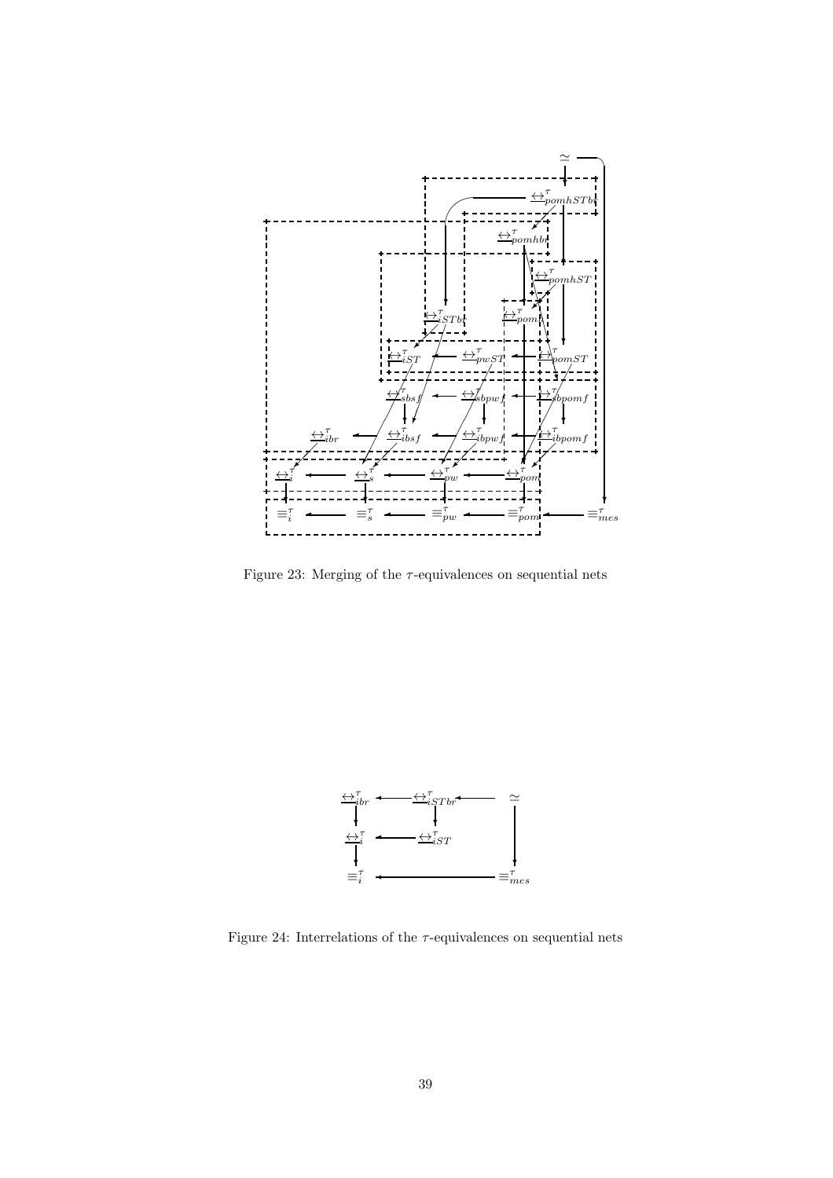$\simeq$

$\underline{\leftrightarrow}^{\tau}_{pomhSTbr}$

$\underline{\leftrightarrow}^{\tau}_{pomhbr}$

$\underline{\leftrightarrow}^{\tau}_{pomhST}$

$\underline{\leftrightarrow}^{\tau}_{iSTbr}$ $\underline{\leftrightarrow}^{\tau}_{pomh}$

$\underline{\leftrightarrow}^{\tau}_{iST}$ $\underline{\leftrightarrow}^{\tau}_{pwST}$ $\underline{\leftrightarrow}^{\tau}_{pomST}$

$\underline{\leftrightarrow}^{\tau}_{sbsf}$ $\underline{\leftrightarrow}^{\tau}_{sbpwf}$ $\underline{\leftrightarrow}^{\tau}_{sbpomf}$

$\underline{\leftrightarrow}^{\tau}_{ibr}$ $\underline{\leftrightarrow}^{\tau}_{ibsf}$ $\underline{\leftrightarrow}^{\tau}_{ibpwf}$ $\underline{\leftrightarrow}^{\tau}_{ibpomf}$

$\underline{\leftrightarrow}^{\tau}_{i}$ $\underline{\leftrightarrow}^{\tau}_{s}$ $\underline{\leftrightarrow}^{\tau}_{pw}$ $\underline{\leftrightarrow}^{\tau}_{pom}$

$\equiv^{\tau}_{i}$ $\equiv^{\tau}_{s}$ $\equiv^{\tau}_{pw}$ $\equiv^{\tau}_{pom}$ $\equiv^{\tau}_{mes}$

Figure 23: Merging of the $\tau$-equivalences on sequential nets

$\underline{\leftrightarrow}^{\tau}_{ibr}$ $\underline{\leftrightarrow}^{\tau}_{iSTbr}$ $\simeq$

$\underline{\leftrightarrow}^{\tau}_{i}$ $\underline{\leftrightarrow}^{\tau}_{iST}$

$\equiv^{\tau}_{i}$ $\equiv^{\tau}_{mes}$

Figure 24: Interrelations of the $\tau$-equivalences on sequential nets